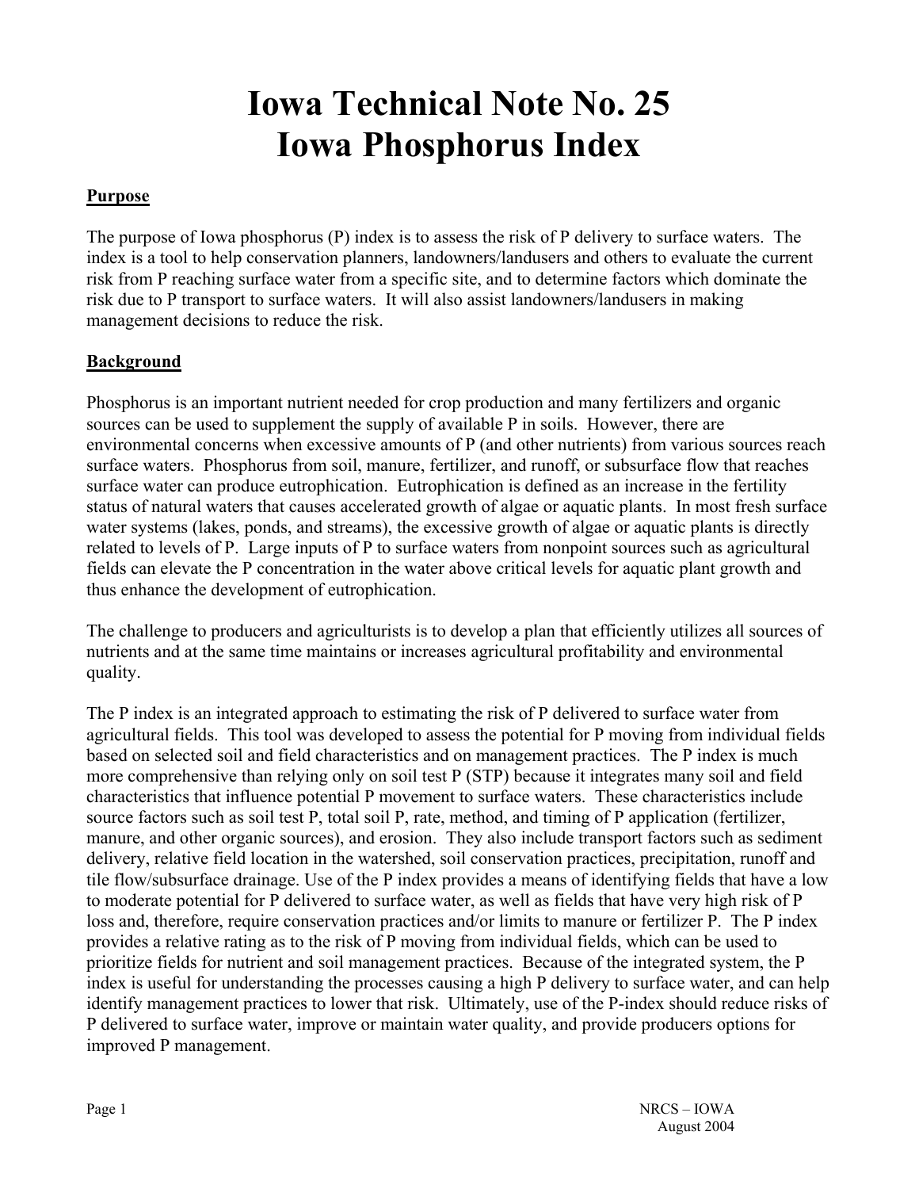# Iowa Technical Note No. 25
# Iowa Phosphorus Index

## Purpose

The purpose of Iowa phosphorus (P) index is to assess the risk of P delivery to surface waters. The index is a tool to help conservation planners, landowners/landusers and others to evaluate the current risk from P reaching surface water from a specific site, and to determine factors which dominate the risk due to P transport to surface waters. It will also assist landowners/landusers in making management decisions to reduce the risk.

## Background

Phosphorus is an important nutrient needed for crop production and many fertilizers and organic sources can be used to supplement the supply of available P in soils. However, there are environmental concerns when excessive amounts of P (and other nutrients) from various sources reach surface waters. Phosphorus from soil, manure, fertilizer, and runoff, or subsurface flow that reaches surface water can produce eutrophication. Eutrophication is defined as an increase in the fertility status of natural waters that causes accelerated growth of algae or aquatic plants. In most fresh surface water systems (lakes, ponds, and streams), the excessive growth of algae or aquatic plants is directly related to levels of P. Large inputs of P to surface waters from nonpoint sources such as agricultural fields can elevate the P concentration in the water above critical levels for aquatic plant growth and thus enhance the development of eutrophication.

The challenge to producers and agriculturists is to develop a plan that efficiently utilizes all sources of nutrients and at the same time maintains or increases agricultural profitability and environmental quality.

The P index is an integrated approach to estimating the risk of P delivered to surface water from agricultural fields. This tool was developed to assess the potential for P moving from individual fields based on selected soil and field characteristics and on management practices. The P index is much more comprehensive than relying only on soil test P (STP) because it integrates many soil and field characteristics that influence potential P movement to surface waters. These characteristics include source factors such as soil test P, total soil P, rate, method, and timing of P application (fertilizer, manure, and other organic sources), and erosion. They also include transport factors such as sediment delivery, relative field location in the watershed, soil conservation practices, precipitation, runoff and tile flow/subsurface drainage. Use of the P index provides a means of identifying fields that have a low to moderate potential for P delivered to surface water, as well as fields that have very high risk of P loss and, therefore, require conservation practices and/or limits to manure or fertilizer P. The P index provides a relative rating as to the risk of P moving from individual fields, which can be used to prioritize fields for nutrient and soil management practices. Because of the integrated system, the P index is useful for understanding the processes causing a high P delivery to surface water, and can help identify management practices to lower that risk. Ultimately, use of the P-index should reduce risks of P delivered to surface water, improve or maintain water quality, and provide producers options for improved P management.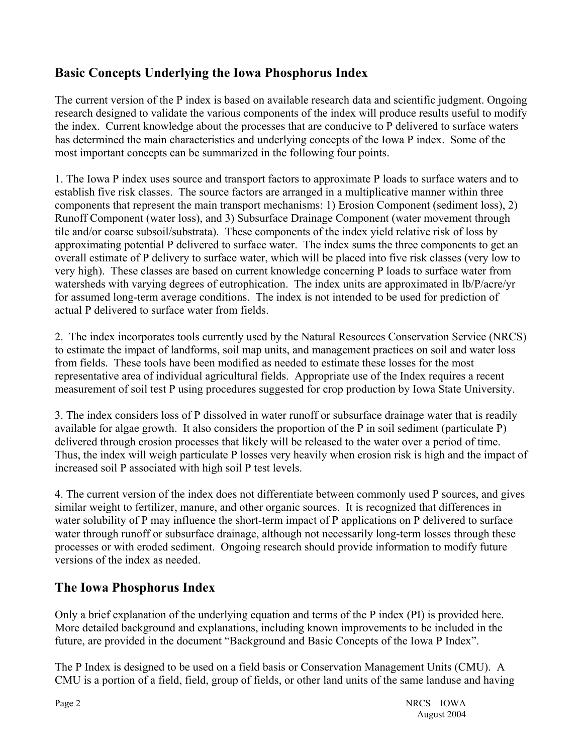## Basic Concepts Underlying the Iowa Phosphorus Index

The current version of the P index is based on available research data and scientific judgment. Ongoing research designed to validate the various components of the index will produce results useful to modify the index. Current knowledge about the processes that are conducive to P delivered to surface waters has determined the main characteristics and underlying concepts of the Iowa P index. Some of the most important concepts can be summarized in the following four points.

1. The Iowa P index uses source and transport factors to approximate P loads to surface waters and to establish five risk classes. The source factors are arranged in a multiplicative manner within three components that represent the main transport mechanisms: 1) Erosion Component (sediment loss), 2) Runoff Component (water loss), and 3) Subsurface Drainage Component (water movement through tile and/or coarse subsoil/substrata). These components of the index yield relative risk of loss by approximating potential P delivered to surface water. The index sums the three components to get an overall estimate of P delivery to surface water, which will be placed into five risk classes (very low to very high). These classes are based on current knowledge concerning P loads to surface water from watersheds with varying degrees of eutrophication. The index units are approximated in lb/P/acre/yr for assumed long-term average conditions. The index is not intended to be used for prediction of actual P delivered to surface water from fields.

2. The index incorporates tools currently used by the Natural Resources Conservation Service (NRCS) to estimate the impact of landforms, soil map units, and management practices on soil and water loss from fields. These tools have been modified as needed to estimate these losses for the most representative area of individual agricultural fields. Appropriate use of the Index requires a recent measurement of soil test P using procedures suggested for crop production by Iowa State University.

3. The index considers loss of P dissolved in water runoff or subsurface drainage water that is readily available for algae growth. It also considers the proportion of the P in soil sediment (particulate P) delivered through erosion processes that likely will be released to the water over a period of time. Thus, the index will weigh particulate P losses very heavily when erosion risk is high and the impact of increased soil P associated with high soil P test levels.

4. The current version of the index does not differentiate between commonly used P sources, and gives similar weight to fertilizer, manure, and other organic sources. It is recognized that differences in water solubility of P may influence the short-term impact of P applications on P delivered to surface water through runoff or subsurface drainage, although not necessarily long-term losses through these processes or with eroded sediment. Ongoing research should provide information to modify future versions of the index as needed.

## The Iowa Phosphorus Index

Only a brief explanation of the underlying equation and terms of the P index (PI) is provided here. More detailed background and explanations, including known improvements to be included in the future, are provided in the document "Background and Basic Concepts of the Iowa P Index".

The P Index is designed to be used on a field basis or Conservation Management Units (CMU). A CMU is a portion of a field, field, group of fields, or other land units of the same landuse and having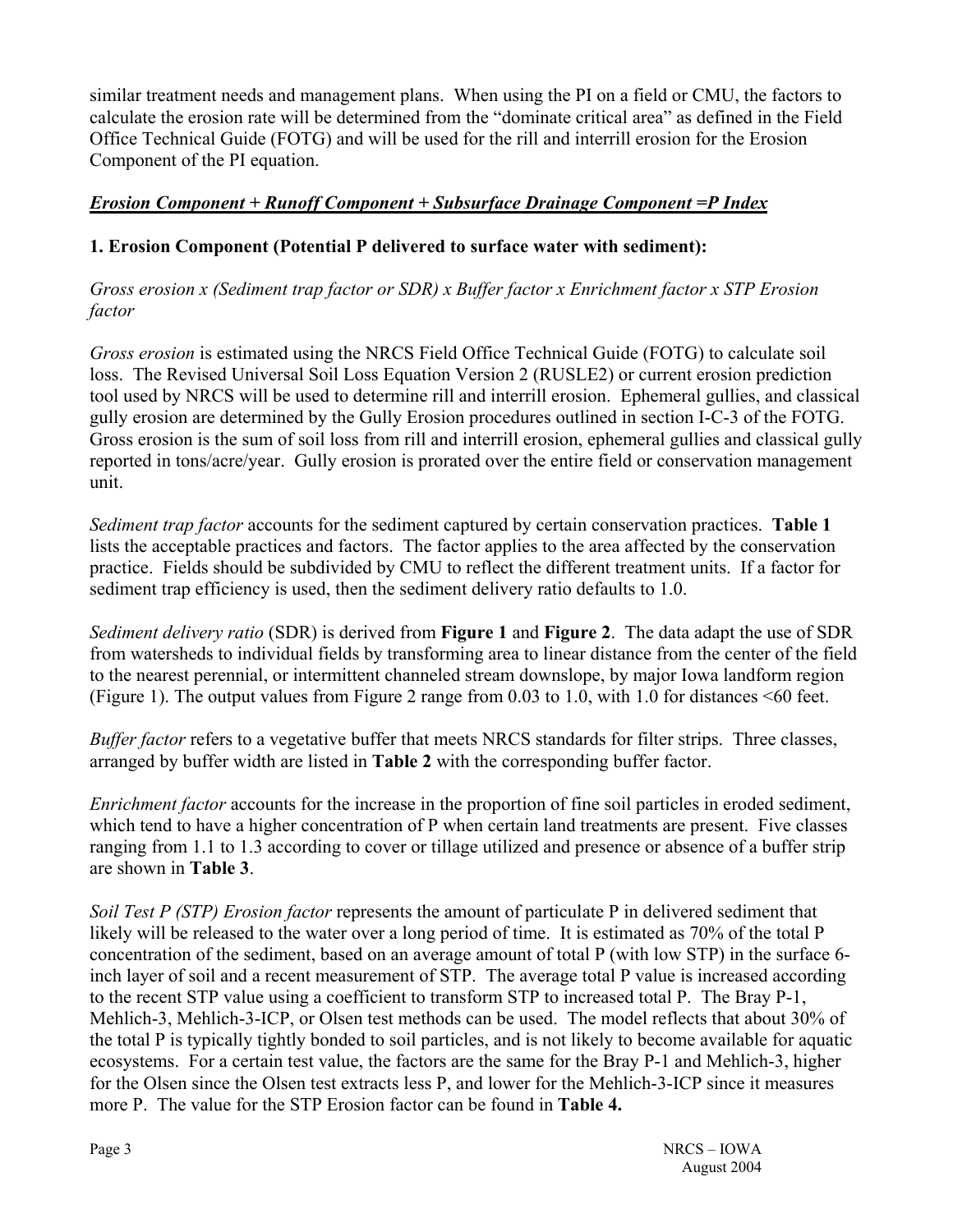similar treatment needs and management plans. When using the PI on a field or CMU, the factors to calculate the erosion rate will be determined from the "dominate critical area" as defined in the Field Office Technical Guide (FOTG) and will be used for the rill and interrill erosion for the Erosion Component of the PI equation.

***Erosion Component + Runoff Component + Subsurface Drainage Component =P Index***

**1. Erosion Component (Potential P delivered to surface water with sediment):**

*Gross erosion x (Sediment trap factor or SDR) x Buffer factor x Enrichment factor x STP Erosion factor*

*Gross erosion* is estimated using the NRCS Field Office Technical Guide (FOTG) to calculate soil loss. The Revised Universal Soil Loss Equation Version 2 (RUSLE2) or current erosion prediction tool used by NRCS will be used to determine rill and interrill erosion. Ephemeral gullies, and classical gully erosion are determined by the Gully Erosion procedures outlined in section I-C-3 of the FOTG. Gross erosion is the sum of soil loss from rill and interrill erosion, ephemeral gullies and classical gully reported in tons/acre/year. Gully erosion is prorated over the entire field or conservation management unit.

*Sediment trap factor* accounts for the sediment captured by certain conservation practices. **Table 1** lists the acceptable practices and factors. The factor applies to the area affected by the conservation practice. Fields should be subdivided by CMU to reflect the different treatment units. If a factor for sediment trap efficiency is used, then the sediment delivery ratio defaults to 1.0.

*Sediment delivery ratio* (SDR) is derived from **Figure 1** and **Figure 2**. The data adapt the use of SDR from watersheds to individual fields by transforming area to linear distance from the center of the field to the nearest perennial, or intermittent channeled stream downslope, by major Iowa landform region (Figure 1). The output values from Figure 2 range from 0.03 to 1.0, with 1.0 for distances <60 feet.

*Buffer factor* refers to a vegetative buffer that meets NRCS standards for filter strips. Three classes, arranged by buffer width are listed in **Table 2** with the corresponding buffer factor.

*Enrichment factor* accounts for the increase in the proportion of fine soil particles in eroded sediment, which tend to have a higher concentration of P when certain land treatments are present. Five classes ranging from 1.1 to 1.3 according to cover or tillage utilized and presence or absence of a buffer strip are shown in **Table 3**.

*Soil Test P (STP) Erosion factor* represents the amount of particulate P in delivered sediment that likely will be released to the water over a long period of time. It is estimated as 70% of the total P concentration of the sediment, based on an average amount of total P (with low STP) in the surface 6-inch layer of soil and a recent measurement of STP. The average total P value is increased according to the recent STP value using a coefficient to transform STP to increased total P. The Bray P-1, Mehlich-3, Mehlich-3-ICP, or Olsen test methods can be used. The model reflects that about 30% of the total P is typically tightly bonded to soil particles, and is not likely to become available for aquatic ecosystems. For a certain test value, the factors are the same for the Bray P-1 and Mehlich-3, higher for the Olsen since the Olsen test extracts less P, and lower for the Mehlich-3-ICP since it measures more P. The value for the STP Erosion factor can be found in **Table 4.**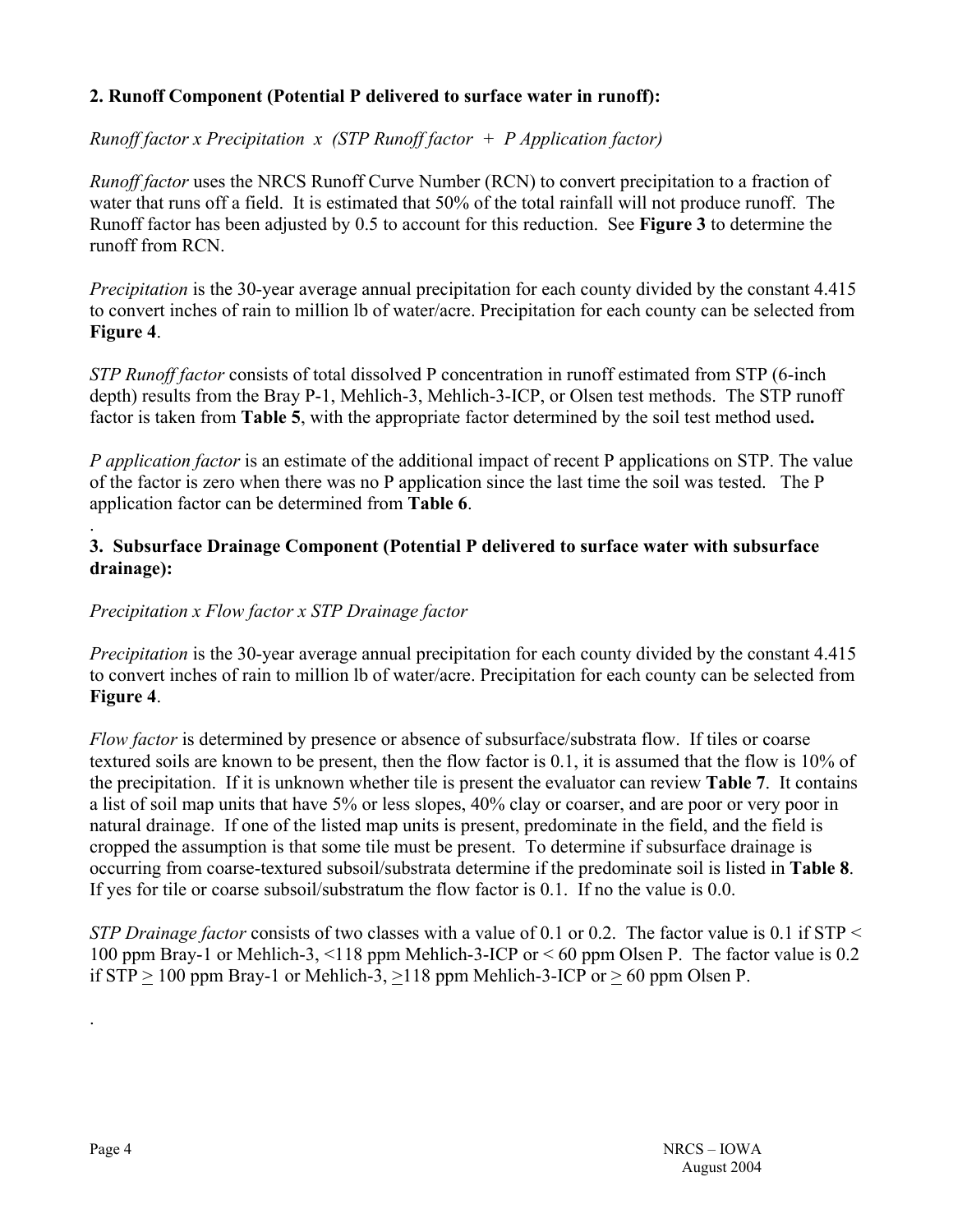**2. Runoff Component (Potential P delivered to surface water in runoff):**

*Runoff factor x Precipitation x (STP Runoff factor + P Application factor)*

*Runoff factor* uses the NRCS Runoff Curve Number (RCN) to convert precipitation to a fraction of water that runs off a field. It is estimated that 50% of the total rainfall will not produce runoff. The Runoff factor has been adjusted by 0.5 to account for this reduction. See **Figure 3** to determine the runoff from RCN.

*Precipitation* is the 30-year average annual precipitation for each county divided by the constant 4.415 to convert inches of rain to million lb of water/acre. Precipitation for each county can be selected from **Figure 4**.

*STP Runoff factor* consists of total dissolved P concentration in runoff estimated from STP (6-inch depth) results from the Bray P-1, Mehlich-3, Mehlich-3-ICP, or Olsen test methods. The STP runoff factor is taken from **Table 5**, with the appropriate factor determined by the soil test method used**.**

*P application factor* is an estimate of the additional impact of recent P applications on STP. The value of the factor is zero when there was no P application since the last time the soil was tested. The P application factor can be determined from **Table 6**.

**3. Subsurface Drainage Component (Potential P delivered to surface water with subsurface drainage):**

*Precipitation x Flow factor x STP Drainage factor*

*Precipitation* is the 30-year average annual precipitation for each county divided by the constant 4.415 to convert inches of rain to million lb of water/acre. Precipitation for each county can be selected from **Figure 4**.

*Flow factor* is determined by presence or absence of subsurface/substrata flow. If tiles or coarse textured soils are known to be present, then the flow factor is 0.1, it is assumed that the flow is 10% of the precipitation. If it is unknown whether tile is present the evaluator can review **Table 7**. It contains a list of soil map units that have 5% or less slopes, 40% clay or coarser, and are poor or very poor in natural drainage. If one of the listed map units is present, predominate in the field, and the field is cropped the assumption is that some tile must be present. To determine if subsurface drainage is occurring from coarse-textured subsoil/substrata determine if the predominate soil is listed in **Table 8**. If yes for tile or coarse subsoil/substratum the flow factor is 0.1. If no the value is 0.0.

*STP Drainage factor* consists of two classes with a value of 0.1 or 0.2. The factor value is 0.1 if STP < 100 ppm Bray-1 or Mehlich-3, <118 ppm Mehlich-3-ICP or < 60 ppm Olsen P. The factor value is 0.2 if STP $\geq$ 100 ppm Bray-1 or Mehlich-3, $\geq$118 ppm Mehlich-3-ICP or $\geq$ 60 ppm Olsen P.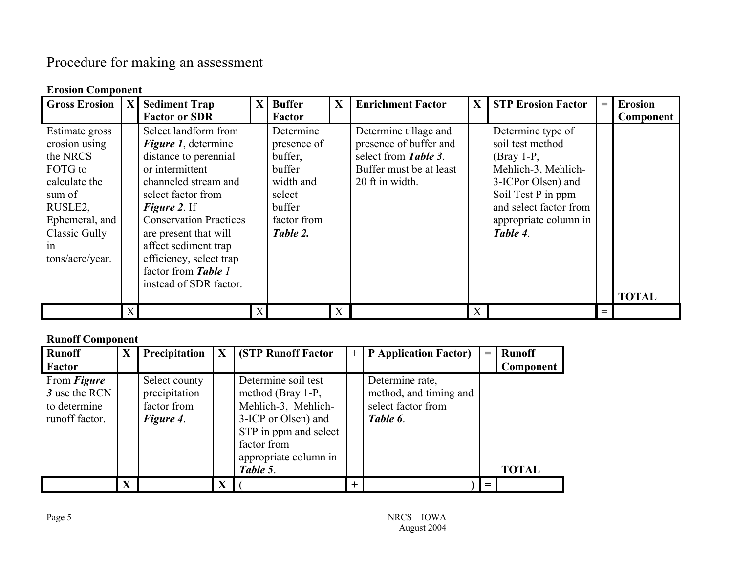# Procedure for making an assessment

**Erosion Component**

| Gross Erosion | X | Sediment Trap Factor or SDR | X | Buffer Factor | X | Enrichment Factor | X | STP Erosion Factor | = | Erosion Component |
|---|---|---|---|---|---|---|---|---|---|---|
| Estimate gross erosion using the NRCS FOTG to calculate the sum of RUSLE2, Ephemeral, and Classic Gully in tons/acre/year. | | Select landform from ***Figure 1***, determine distance to perennial or intermittent channeled stream and select factor from ***Figure 2***. If Conservation Practices are present that will affect sediment trap efficiency, select trap factor from ***Table** 1* instead of SDR factor. | | Determine presence of buffer, buffer width and select buffer factor from ***Table 2.*** | | Determine tillage and presence of buffer and select from ***Table 3***. Buffer must be at least 20 ft in width. | | Determine type of soil test method (Bray 1-P, Mehlich-3, Mehlich-3-ICPor Olsen) and Soil Test P in ppm and select factor from appropriate column in ***Table 4***. | | **TOTAL** |
| | X | | X | | X | | X | | = | |

**Runoff Component**

| Runoff Factor | X | Precipitation | X | (STP Runoff Factor | + | P Application Factor) | = | Runoff Component |
|---|---|---|---|---|---|---|---|---|
| From ***Figure 3*** use the RCN to determine runoff factor. | | Select county precipitation factor from ***Figure 4***. | | Determine soil test method (Bray 1-P, Mehlich-3, Mehlich-3-ICP or Olsen) and STP in ppm and select factor from appropriate column in ***Table 5***. | | Determine rate, method, and timing and select factor from ***Table 6***. | | **TOTAL** |
| | **X** | | **X** | ( | + | **)** | **=** | |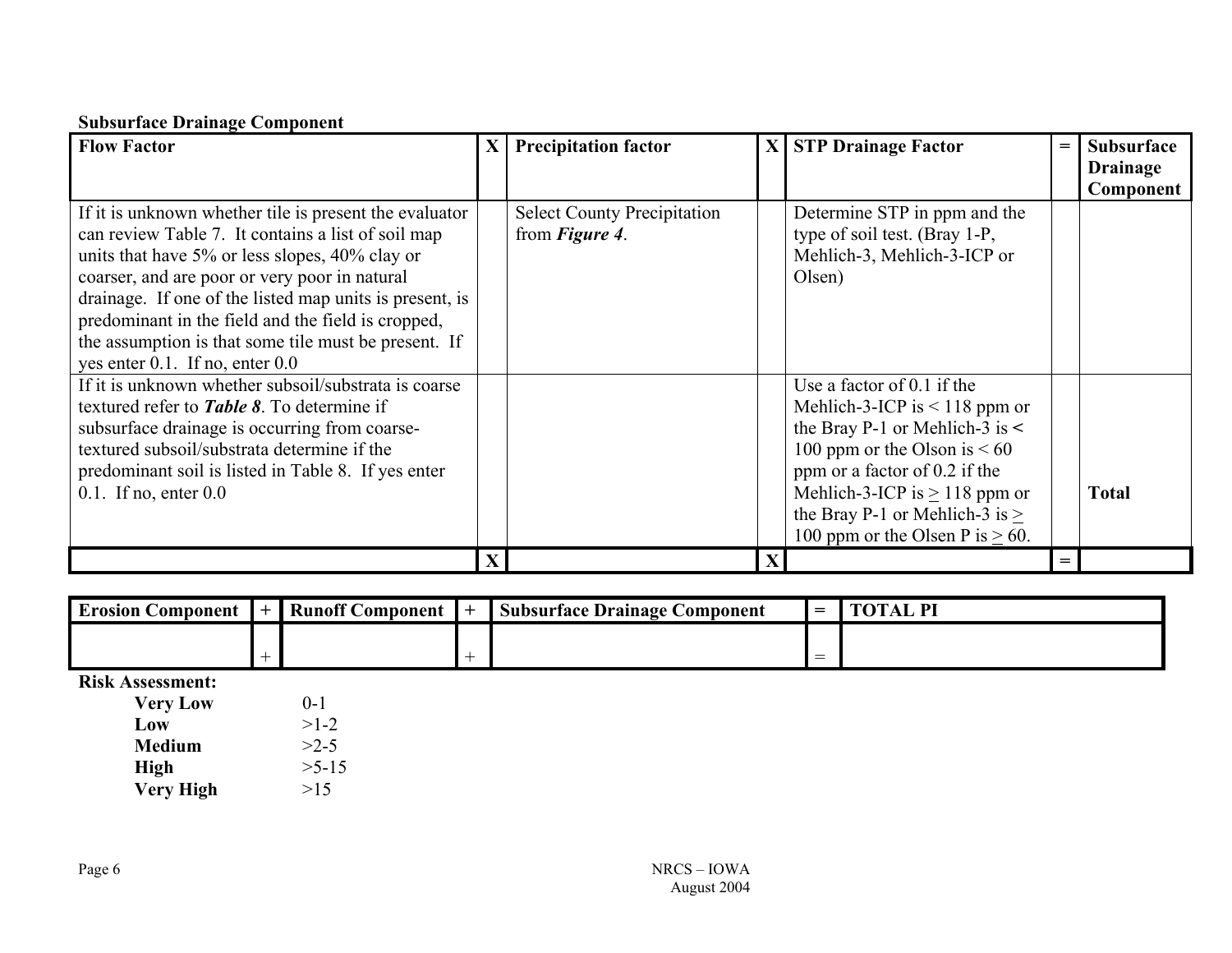**Subsurface Drainage Component**

| Flow Factor | X | Precipitation factor | X | STP Drainage Factor | = | Subsurface Drainage Component |
|---|---|---|---|---|---|---|
| If it is unknown whether tile is present the evaluator can review Table 7. It contains a list of soil map units that have 5% or less slopes, 40% clay or coarser, and are poor or very poor in natural drainage. If one of the listed map units is present, is predominant in the field and the field is cropped, the assumption is that some tile must be present. If yes enter 0.1. If no, enter 0.0 | | Select County Precipitation from ***Figure 4***. | | Determine STP in ppm and the type of soil test. (Bray 1-P, Mehlich-3, Mehlich-3-ICP or Olsen) | | |
| If it is unknown whether subsoil/substrata is coarse textured refer to ***Table 8***. To determine if subsurface drainage is occurring from coarse-textured subsoil/substrata determine if the predominant soil is listed in Table 8. If yes enter 0.1. If no, enter 0.0 | | | | Use a factor of 0.1 if the Mehlich-3-ICP is < 118 ppm or the Bray P-1 or Mehlich-3 is < 100 ppm or the Olson is < 60 ppm or a factor of 0.2 if the Mehlich-3-ICP is ≥ 118 ppm or the Bray P-1 or Mehlich-3 is ≥ 100 ppm or the Olsen P is ≥ 60. | | **Total** |
| | **X** | | **X** | | **=** | |

| Erosion Component | + | Runoff Component | + | Subsurface Drainage Component | = | TOTAL PI |
|---|---|---|---|---|---|---|
| | + | | + | | = | |

**Risk Assessment:**

| | |
|---|---|
| **Very Low** | 0-1 |
| **Low** | >1-2 |
| **Medium** | >2-5 |
| **High** | >5-15 |
| **Very High** | >15 |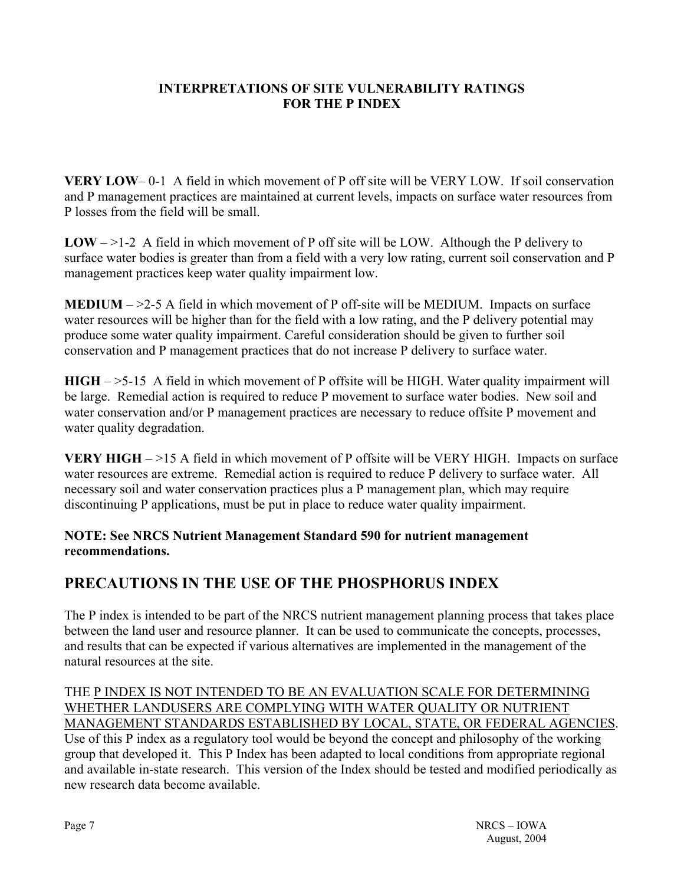**INTERPRETATIONS OF SITE VULNERABILITY RATINGS FOR THE P INDEX**

**VERY LOW**– 0-1 A field in which movement of P off site will be VERY LOW. If soil conservation and P management practices are maintained at current levels, impacts on surface water resources from P losses from the field will be small.

**LOW** – >1-2 A field in which movement of P off site will be LOW. Although the P delivery to surface water bodies is greater than from a field with a very low rating, current soil conservation and P management practices keep water quality impairment low.

**MEDIUM** – >2-5 A field in which movement of P off-site will be MEDIUM. Impacts on surface water resources will be higher than for the field with a low rating, and the P delivery potential may produce some water quality impairment. Careful consideration should be given to further soil conservation and P management practices that do not increase P delivery to surface water.

**HIGH** – >5-15 A field in which movement of P offsite will be HIGH. Water quality impairment will be large. Remedial action is required to reduce P movement to surface water bodies. New soil and water conservation and/or P management practices are necessary to reduce offsite P movement and water quality degradation.

**VERY HIGH** – >15 A field in which movement of P offsite will be VERY HIGH. Impacts on surface water resources are extreme. Remedial action is required to reduce P delivery to surface water. All necessary soil and water conservation practices plus a P management plan, which may require discontinuing P applications, must be put in place to reduce water quality impairment.

**NOTE: See NRCS Nutrient Management Standard 590 for nutrient management recommendations.**

## PRECAUTIONS IN THE USE OF THE PHOSPHORUS INDEX

The P index is intended to be part of the NRCS nutrient management planning process that takes place between the land user and resource planner. It can be used to communicate the concepts, processes, and results that can be expected if various alternatives are implemented in the management of the natural resources at the site.

THE P INDEX IS NOT INTENDED TO BE AN EVALUATION SCALE FOR DETERMINING WHETHER LANDUSERS ARE COMPLYING WITH WATER QUALITY OR NUTRIENT MANAGEMENT STANDARDS ESTABLISHED BY LOCAL, STATE, OR FEDERAL AGENCIES. Use of this P index as a regulatory tool would be beyond the concept and philosophy of the working group that developed it. This P Index has been adapted to local conditions from appropriate regional and available in-state research. This version of the Index should be tested and modified periodically as new research data become available.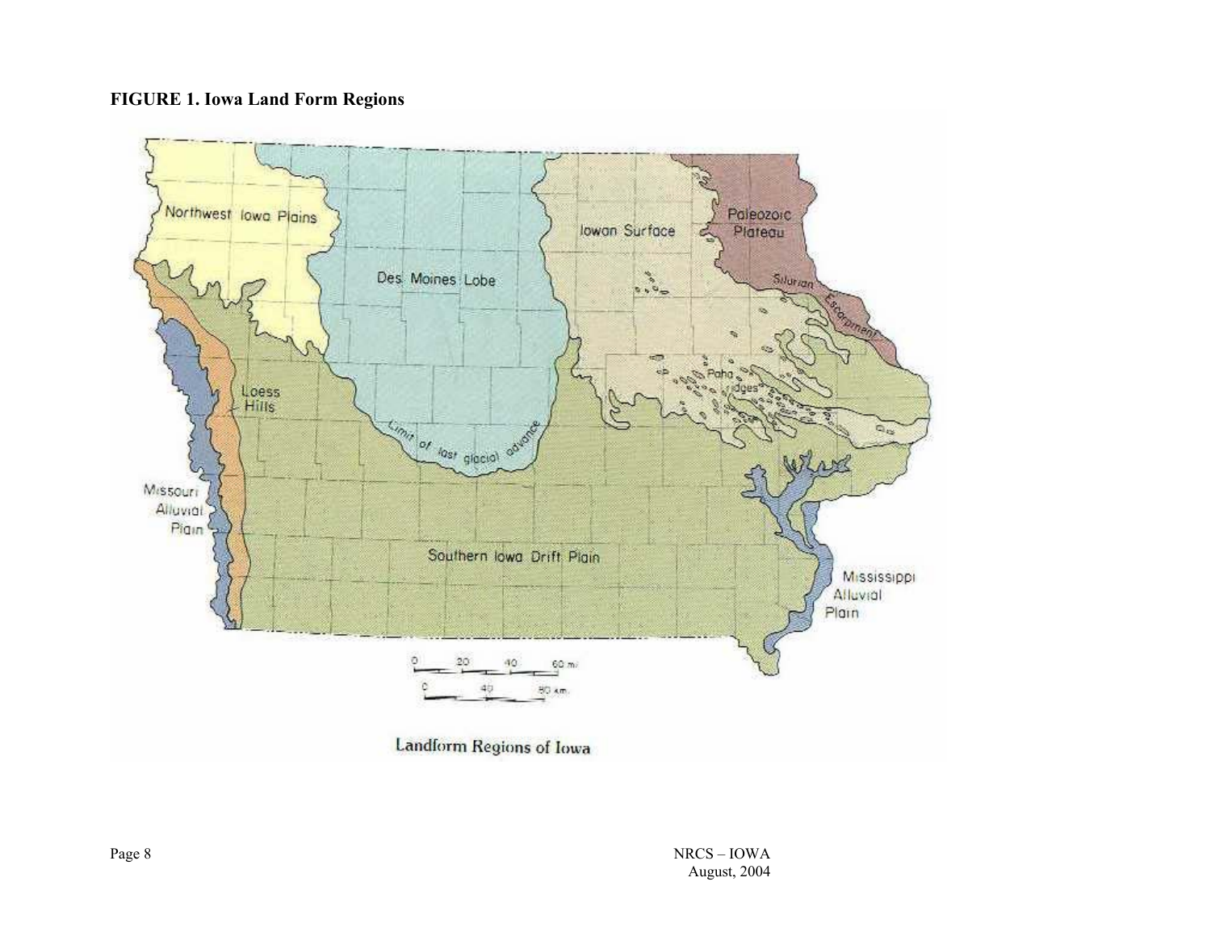**FIGURE 1. Iowa Land Form Regions**

Landform Regions of Iowa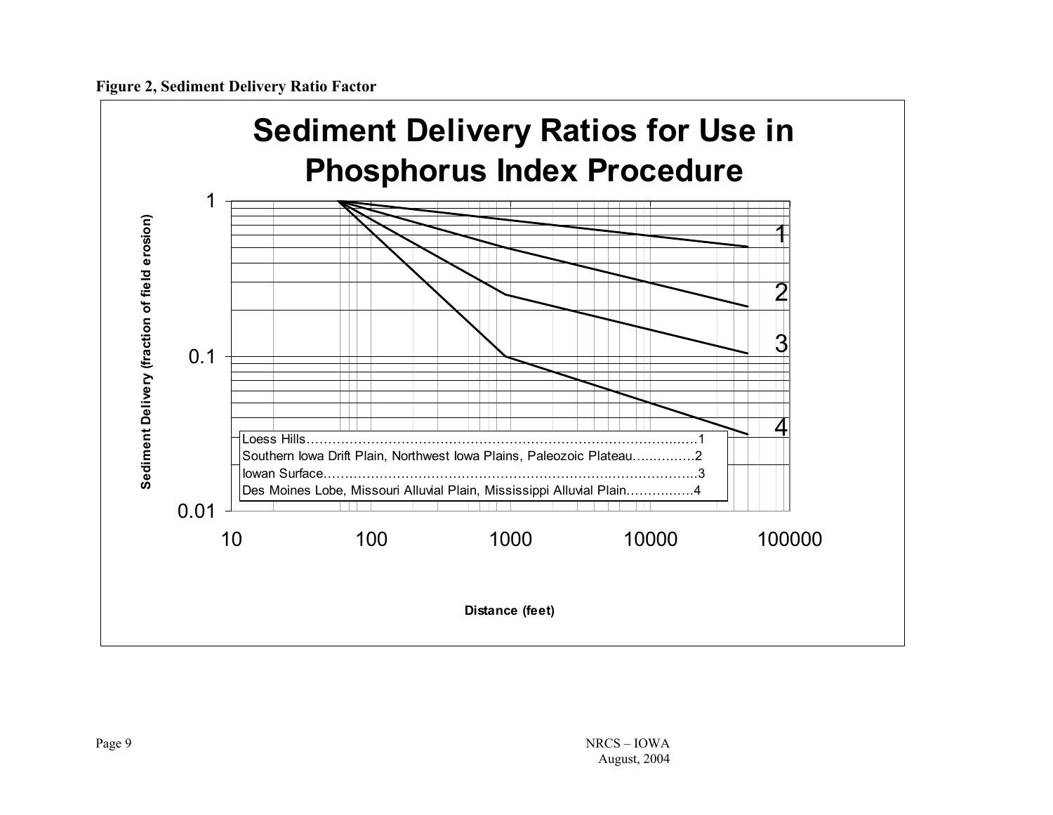**Figure 2, Sediment Delivery Ratio Factor**

## Sediment Delivery Ratios for Use in Phosphorus Index Procedure

Sediment Delivery (fraction of field erosion)

Distance (feet)

| Region | Curve |
| --- | --- |
| Loess Hills | 1 |
| Southern Iowa Drift Plain, Northwest Iowa Plains, Paleozoic Plateau | 2 |
| Iowan Surface | 3 |
| Des Moines Lobe, Missouri Alluvial Plain, Mississippi Alluvial Plain | 4 |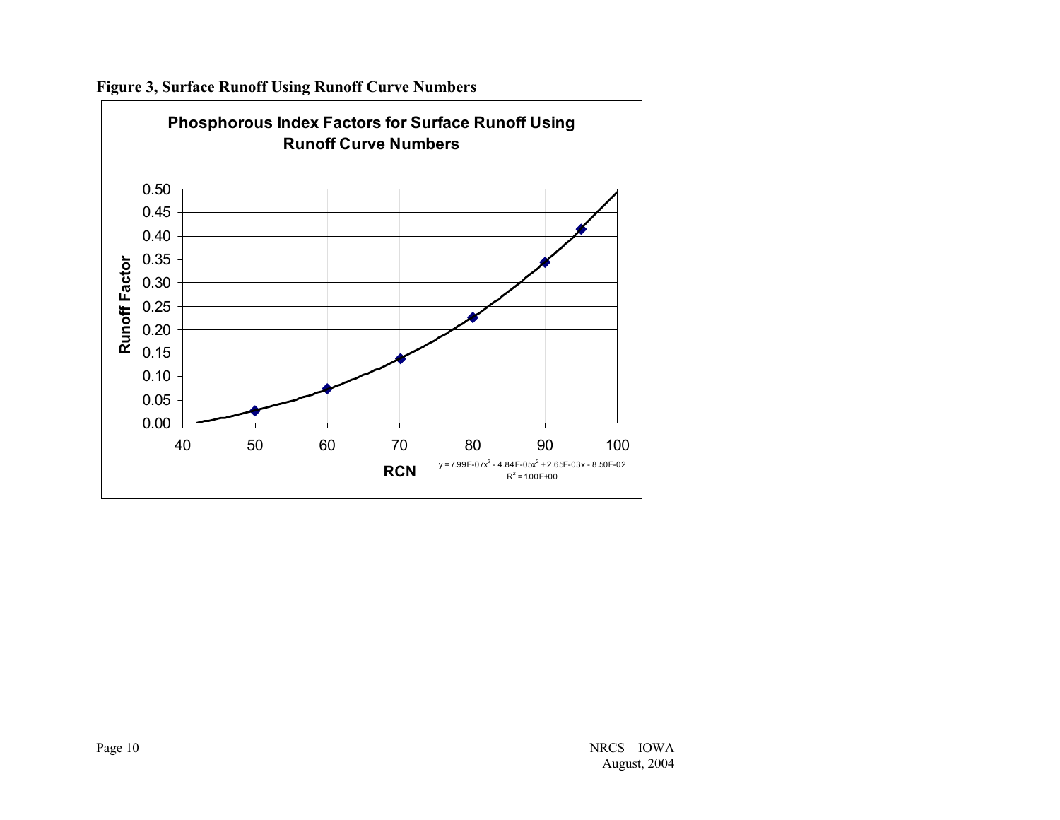**Figure 3, Surface Runoff Using Runoff Curve Numbers**

**Phosphorous Index Factors for Surface Runoff Using Runoff Curve Numbers**

$$y = 7.99E\text{-}07x^3 - 4.84E\text{-}05x^2 + 2.65E\text{-}03x - 8.50E\text{-}02$$

$$R^2 = 1.00E+00$$

Runoff Factor

RCN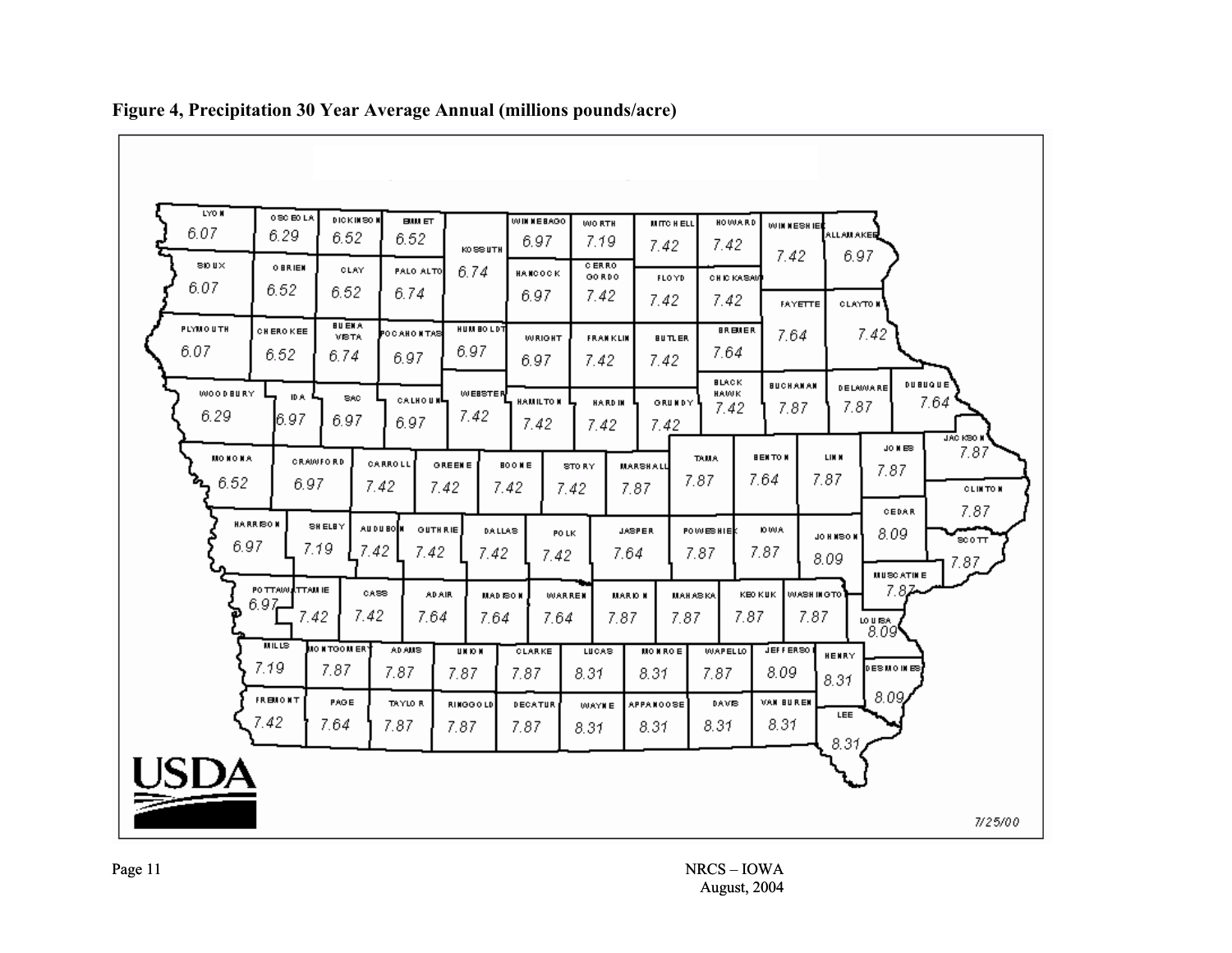**Figure 4, Precipitation 30 Year Average Annual (millions pounds/acre)**

| County | Value |
|---|---|
| LYON | 6.07 |
| OSCEOLA | 6.29 |
| DICKINSON | 6.52 |
| EMMET | 6.52 |
| KOSSUTH | 6.74 |
| WINNEBAGO | 6.97 |
| WORTH | 7.19 |
| MITCHELL | 7.42 |
| HOWARD | 7.42 |
| WINNESHIEK | 7.42 |
| ALLAMAKEE | 6.97 |
| SIOUX | 6.07 |
| OBRIEN | 6.52 |
| CLAY | 6.52 |
| PALO ALTO | 6.74 |
| HANCOCK | 6.97 |
| CERRO GORDO | 7.42 |
| FLOYD | 7.42 |
| CHICKASAW | 7.42 |
| FAYETTE | 7.64 |
| CLAYTON | 7.42 |
| PLYMOUTH | 6.07 |
| CHEROKEE | 6.52 |
| BUENA VISTA | 6.74 |
| POCAHONTAS | 6.97 |
| HUMBOLDT | 6.97 |
| WRIGHT | 6.97 |
| FRANKLIN | 7.42 |
| BUTLER | 7.42 |
| BREMER | 7.64 |
| WOODBURY | 6.29 |
| IDA | 6.97 |
| SAC | 6.97 |
| CALHOUN | 6.97 |
| WEBSTER | 7.42 |
| HAMILTON | 7.42 |
| HARDIN | 7.42 |
| GRUNDY | 7.42 |
| BLACK HAWK | 7.42 |
| BUCHANAN | 7.87 |
| DELAWARE | 7.87 |
| DUBUQUE | 7.64 |
| MONONA | 6.52 |
| CRAWFORD | 6.97 |
| CARROLL | 7.42 |
| GREENE | 7.42 |
| BOONE | 7.42 |
| STORY | 7.42 |
| MARSHALL | 7.87 |
| TAMA | 7.87 |
| BENTON | 7.64 |
| LINN | 7.87 |
| JONES | 7.87 |
| JACKSON | 7.87 |
| HARRISON | 6.97 |
| SHELBY | 7.19 |
| AUDUBON | 7.42 |
| GUTHRIE | 7.42 |
| DALLAS | 7.42 |
| POLK | 7.42 |
| JASPER | 7.64 |
| POWESHIEK | 7.87 |
| IOWA | 7.87 |
| JOHNSON | 8.09 |
| CEDAR | 8.09 |
| CLINTON | 7.87 |
| SCOTT | 7.87 |
| POTTAWATTAMIE | 6.97 / 7.42 |
| CASS | 7.42 |
| ADAIR | 7.64 |
| MADISON | 7.64 |
| WARREN | 7.64 |
| MARION | 7.87 |
| MAHASKA | 7.87 |
| KEOKUK | 7.87 |
| WASHINGTON | 7.87 |
| MUSCATINE | 7.87 |
| LOUISA | 8.09 |
| MILLS | 7.19 |
| MONTGOMERY | 7.87 |
| ADAMS | 7.87 |
| UNION | 7.87 |
| CLARKE | 7.87 |
| LUCAS | 8.31 |
| MONROE | 8.31 |
| WAPELLO | 7.87 |
| JEFFERSON | 8.09 |
| HENRY | 8.31 |
| DES MOINES | 8.09 |
| FREMONT | 7.42 |
| PAGE | 7.64 |
| TAYLOR | 7.87 |
| RINGGOLD | 7.87 |
| DECATUR | 7.87 |
| WAYNE | 8.31 |
| APPANOOSE | 8.31 |
| DAVIS | 8.31 |
| VAN BUREN | 8.31 |
| LEE | 8.31 |

USDA

7/25/00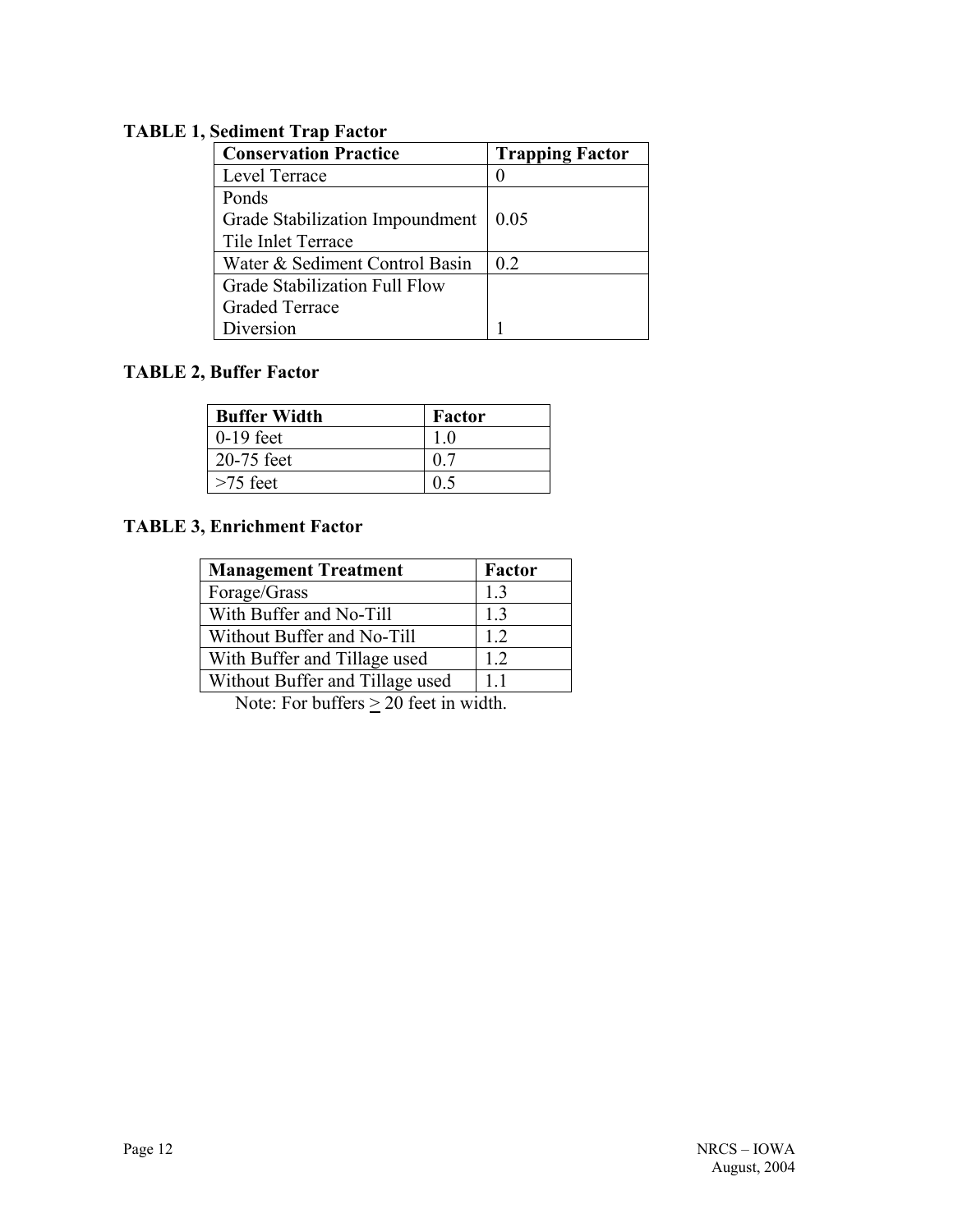**TABLE 1, Sediment Trap Factor**

| Conservation Practice | Trapping Factor |
| --- | --- |
| Level Terrace | 0 |
| Ponds<br>Grade Stabilization Impoundment<br>Tile Inlet Terrace | 0.05 |
| Water & Sediment Control Basin | 0.2 |
| Grade Stabilization Full Flow<br>Graded Terrace<br>Diversion | 1 |

**TABLE 2, Buffer Factor**

| Buffer Width | Factor |
| --- | --- |
| 0-19 feet | 1.0 |
| 20-75 feet | 0.7 |
| >75 feet | 0.5 |

**TABLE 3, Enrichment Factor**

| Management Treatment | Factor |
| --- | --- |
| Forage/Grass | 1.3 |
| With Buffer and No-Till | 1.3 |
| Without Buffer and No-Till | 1.2 |
| With Buffer and Tillage used | 1.2 |
| Without Buffer and Tillage used | 1.1 |

Note: For buffers $\geq$ 20 feet in width.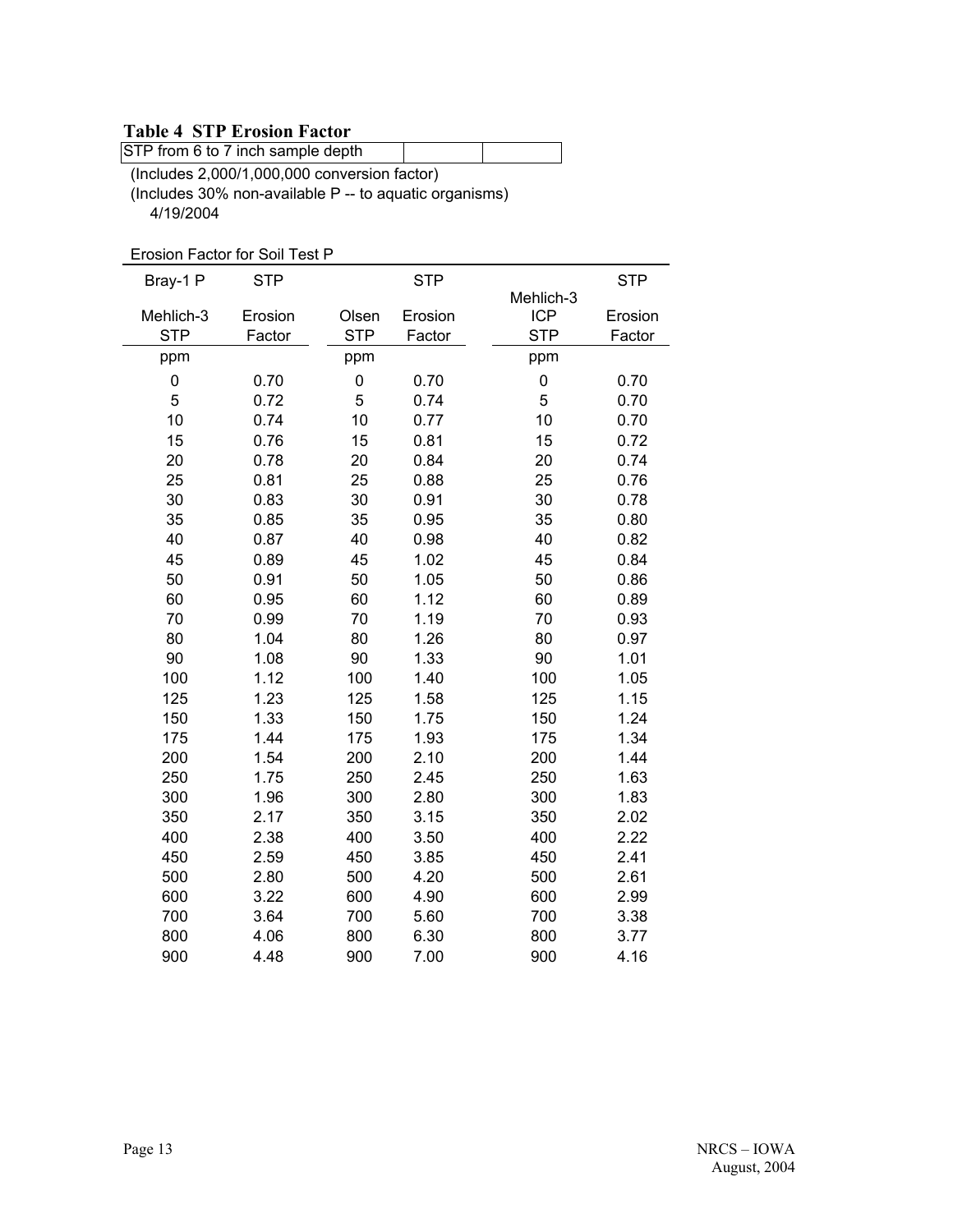## Table 4 STP Erosion Factor

| STP from 6 to 7 inch sample depth | | |
|---|---|---|

(Includes 2,000/1,000,000 conversion factor)
(Includes 30% non-available P -- to aquatic organisms)
4/19/2004

Erosion Factor for Soil Test P

| Bray-1 P Mehlich-3 STP | STP Erosion Factor | Olsen STP | STP Erosion Factor | Mehlich-3 ICP STP | STP Erosion Factor |
|---|---|---|---|---|---|
| ppm | | ppm | | ppm | |
| 0 | 0.70 | 0 | 0.70 | 0 | 0.70 |
| 5 | 0.72 | 5 | 0.74 | 5 | 0.70 |
| 10 | 0.74 | 10 | 0.77 | 10 | 0.70 |
| 15 | 0.76 | 15 | 0.81 | 15 | 0.72 |
| 20 | 0.78 | 20 | 0.84 | 20 | 0.74 |
| 25 | 0.81 | 25 | 0.88 | 25 | 0.76 |
| 30 | 0.83 | 30 | 0.91 | 30 | 0.78 |
| 35 | 0.85 | 35 | 0.95 | 35 | 0.80 |
| 40 | 0.87 | 40 | 0.98 | 40 | 0.82 |
| 45 | 0.89 | 45 | 1.02 | 45 | 0.84 |
| 50 | 0.91 | 50 | 1.05 | 50 | 0.86 |
| 60 | 0.95 | 60 | 1.12 | 60 | 0.89 |
| 70 | 0.99 | 70 | 1.19 | 70 | 0.93 |
| 80 | 1.04 | 80 | 1.26 | 80 | 0.97 |
| 90 | 1.08 | 90 | 1.33 | 90 | 1.01 |
| 100 | 1.12 | 100 | 1.40 | 100 | 1.05 |
| 125 | 1.23 | 125 | 1.58 | 125 | 1.15 |
| 150 | 1.33 | 150 | 1.75 | 150 | 1.24 |
| 175 | 1.44 | 175 | 1.93 | 175 | 1.34 |
| 200 | 1.54 | 200 | 2.10 | 200 | 1.44 |
| 250 | 1.75 | 250 | 2.45 | 250 | 1.63 |
| 300 | 1.96 | 300 | 2.80 | 300 | 1.83 |
| 350 | 2.17 | 350 | 3.15 | 350 | 2.02 |
| 400 | 2.38 | 400 | 3.50 | 400 | 2.22 |
| 450 | 2.59 | 450 | 3.85 | 450 | 2.41 |
| 500 | 2.80 | 500 | 4.20 | 500 | 2.61 |
| 600 | 3.22 | 600 | 4.90 | 600 | 2.99 |
| 700 | 3.64 | 700 | 5.60 | 700 | 3.38 |
| 800 | 4.06 | 800 | 6.30 | 800 | 3.77 |
| 900 | 4.48 | 900 | 7.00 | 900 | 4.16 |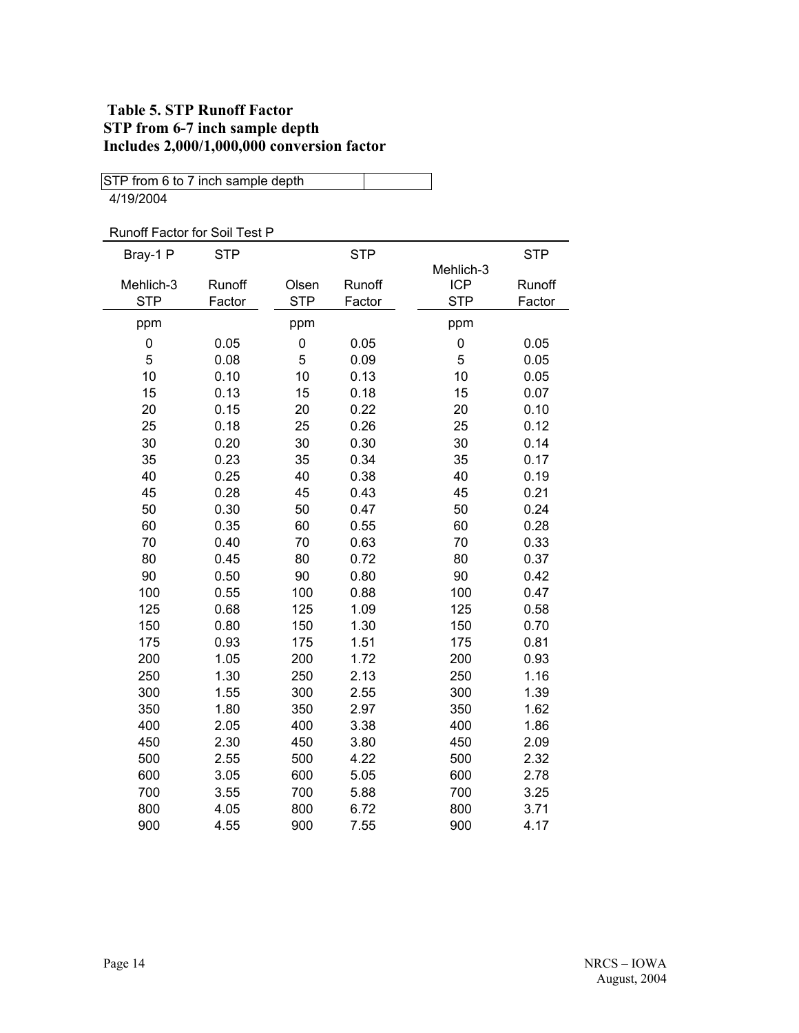### Table 5. STP Runoff Factor
### STP from 6-7 inch sample depth
### Includes 2,000/1,000,000 conversion factor

STP from 6 to 7 inch sample depth

4/19/2004

Runoff Factor for Soil Test P

| Bray-1 P Mehlich-3 STP | STP Runoff Factor | Olsen STP | STP Runoff Factor | Mehlich-3 ICP STP | STP Runoff Factor |
|---|---|---|---|---|---|
| ppm | | ppm | | ppm | |
| 0 | 0.05 | 0 | 0.05 | 0 | 0.05 |
| 5 | 0.08 | 5 | 0.09 | 5 | 0.05 |
| 10 | 0.10 | 10 | 0.13 | 10 | 0.05 |
| 15 | 0.13 | 15 | 0.18 | 15 | 0.07 |
| 20 | 0.15 | 20 | 0.22 | 20 | 0.10 |
| 25 | 0.18 | 25 | 0.26 | 25 | 0.12 |
| 30 | 0.20 | 30 | 0.30 | 30 | 0.14 |
| 35 | 0.23 | 35 | 0.34 | 35 | 0.17 |
| 40 | 0.25 | 40 | 0.38 | 40 | 0.19 |
| 45 | 0.28 | 45 | 0.43 | 45 | 0.21 |
| 50 | 0.30 | 50 | 0.47 | 50 | 0.24 |
| 60 | 0.35 | 60 | 0.55 | 60 | 0.28 |
| 70 | 0.40 | 70 | 0.63 | 70 | 0.33 |
| 80 | 0.45 | 80 | 0.72 | 80 | 0.37 |
| 90 | 0.50 | 90 | 0.80 | 90 | 0.42 |
| 100 | 0.55 | 100 | 0.88 | 100 | 0.47 |
| 125 | 0.68 | 125 | 1.09 | 125 | 0.58 |
| 150 | 0.80 | 150 | 1.30 | 150 | 0.70 |
| 175 | 0.93 | 175 | 1.51 | 175 | 0.81 |
| 200 | 1.05 | 200 | 1.72 | 200 | 0.93 |
| 250 | 1.30 | 250 | 2.13 | 250 | 1.16 |
| 300 | 1.55 | 300 | 2.55 | 300 | 1.39 |
| 350 | 1.80 | 350 | 2.97 | 350 | 1.62 |
| 400 | 2.05 | 400 | 3.38 | 400 | 1.86 |
| 450 | 2.30 | 450 | 3.80 | 450 | 2.09 |
| 500 | 2.55 | 500 | 4.22 | 500 | 2.32 |
| 600 | 3.05 | 600 | 5.05 | 600 | 2.78 |
| 700 | 3.55 | 700 | 5.88 | 700 | 3.25 |
| 800 | 4.05 | 800 | 6.72 | 800 | 3.71 |
| 900 | 4.55 | 900 | 7.55 | 900 | 4.17 |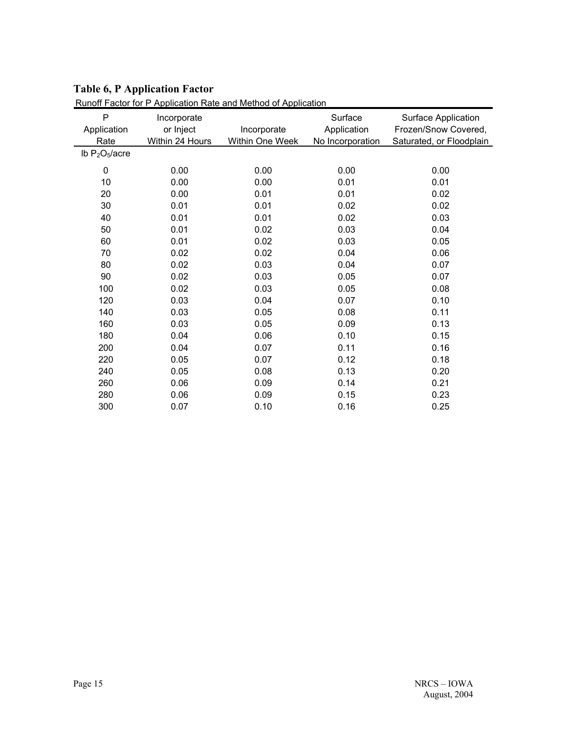## Table 6, P Application Factor

Runoff Factor for P Application Rate and Method of Application

| P Application Rate | Incorporate or Inject Within 24 Hours | Incorporate Within One Week | Surface Application No Incorporation | Surface Application Frozen/Snow Covered, Saturated, or Floodplain |
|---|---|---|---|---|
| lb $P_2O_5$/acre | | | | |
| 0 | 0.00 | 0.00 | 0.00 | 0.00 |
| 10 | 0.00 | 0.00 | 0.01 | 0.01 |
| 20 | 0.00 | 0.01 | 0.01 | 0.02 |
| 30 | 0.01 | 0.01 | 0.02 | 0.02 |
| 40 | 0.01 | 0.01 | 0.02 | 0.03 |
| 50 | 0.01 | 0.02 | 0.03 | 0.04 |
| 60 | 0.01 | 0.02 | 0.03 | 0.05 |
| 70 | 0.02 | 0.02 | 0.04 | 0.06 |
| 80 | 0.02 | 0.03 | 0.04 | 0.07 |
| 90 | 0.02 | 0.03 | 0.05 | 0.07 |
| 100 | 0.02 | 0.03 | 0.05 | 0.08 |
| 120 | 0.03 | 0.04 | 0.07 | 0.10 |
| 140 | 0.03 | 0.05 | 0.08 | 0.11 |
| 160 | 0.03 | 0.05 | 0.09 | 0.13 |
| 180 | 0.04 | 0.06 | 0.10 | 0.15 |
| 200 | 0.04 | 0.07 | 0.11 | 0.16 |
| 220 | 0.05 | 0.07 | 0.12 | 0.18 |
| 240 | 0.05 | 0.08 | 0.13 | 0.20 |
| 260 | 0.06 | 0.09 | 0.14 | 0.21 |
| 280 | 0.06 | 0.09 | 0.15 | 0.23 |
| 300 | 0.07 | 0.10 | 0.16 | 0.25 |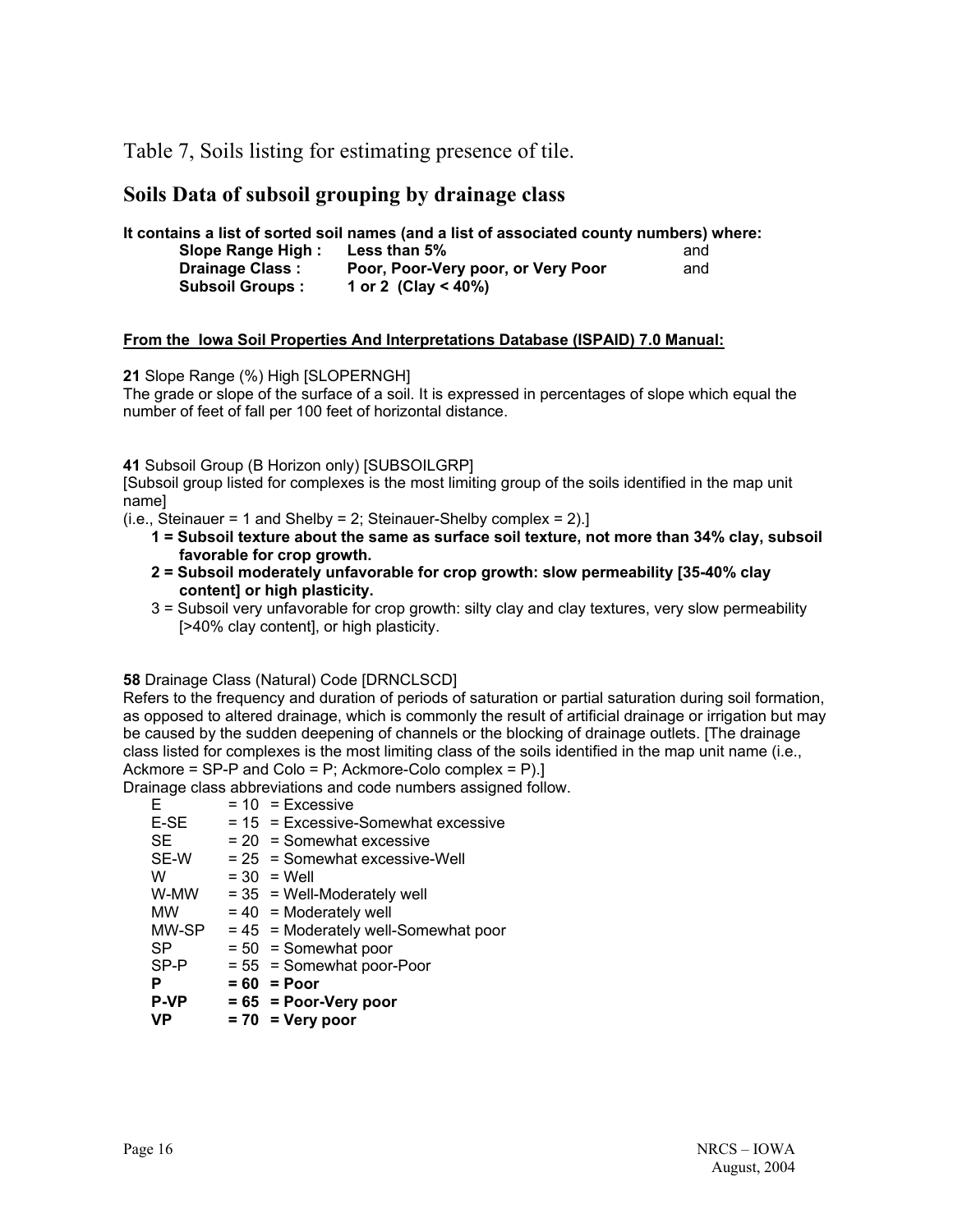Table 7, Soils listing for estimating presence of tile.

## Soils Data of subsoil grouping by drainage class

**It contains a list of sorted soil names (and a list of associated county numbers) where:**

| | | |
|---|---|---|
| **Slope Range High :** | **Less than 5%** | and |
| **Drainage Class :** | **Poor, Poor-Very poor, or Very Poor** | and |
| **Subsoil Groups :** | **1 or 2 (Clay < 40%)** | |

**From the Iowa Soil Properties And Interpretations Database (ISPAID) 7.0 Manual:**

**21** Slope Range (%) High [SLOPERNGH]
The grade or slope of the surface of a soil. It is expressed in percentages of slope which equal the number of feet of fall per 100 feet of horizontal distance.

**41** Subsoil Group (B Horizon only) [SUBSOILGRP]
[Subsoil group listed for complexes is the most limiting group of the soils identified in the map unit name]
(i.e., Steinauer = 1 and Shelby = 2; Steinauer-Shelby complex = 2).]

- **1 = Subsoil texture about the same as surface soil texture, not more than 34% clay, subsoil favorable for crop growth.**
- **2 = Subsoil moderately unfavorable for crop growth: slow permeability [35-40% clay content] or high plasticity.**
- 3 = Subsoil very unfavorable for crop growth: silty clay and clay textures, very slow permeability [>40% clay content], or high plasticity.

**58** Drainage Class (Natural) Code [DRNCLSCD]
Refers to the frequency and duration of periods of saturation or partial saturation during soil formation, as opposed to altered drainage, which is commonly the result of artificial drainage or irrigation but may be caused by the sudden deepening of channels or the blocking of drainage outlets. [The drainage class listed for complexes is the most limiting class of the soils identified in the map unit name (i.e., Ackmore = SP-P and Colo = P; Ackmore-Colo complex = P).]
Drainage class abbreviations and code numbers assigned follow.

| | | |
|---|---|---|
| E | = 10 | = Excessive |
| E-SE | = 15 | = Excessive-Somewhat excessive |
| SE | = 20 | = Somewhat excessive |
| SE-W | = 25 | = Somewhat excessive-Well |
| W | = 30 | = Well |
| W-MW | = 35 | = Well-Moderately well |
| MW | = 40 | = Moderately well |
| MW-SP | = 45 | = Moderately well-Somewhat poor |
| SP | = 50 | = Somewhat poor |
| SP-P | = 55 | = Somewhat poor-Poor |
| **P** | **= 60** | **= Poor** |
| **P-VP** | **= 65** | **= Poor-Very poor** |
| **VP** | **= 70** | **= Very poor** |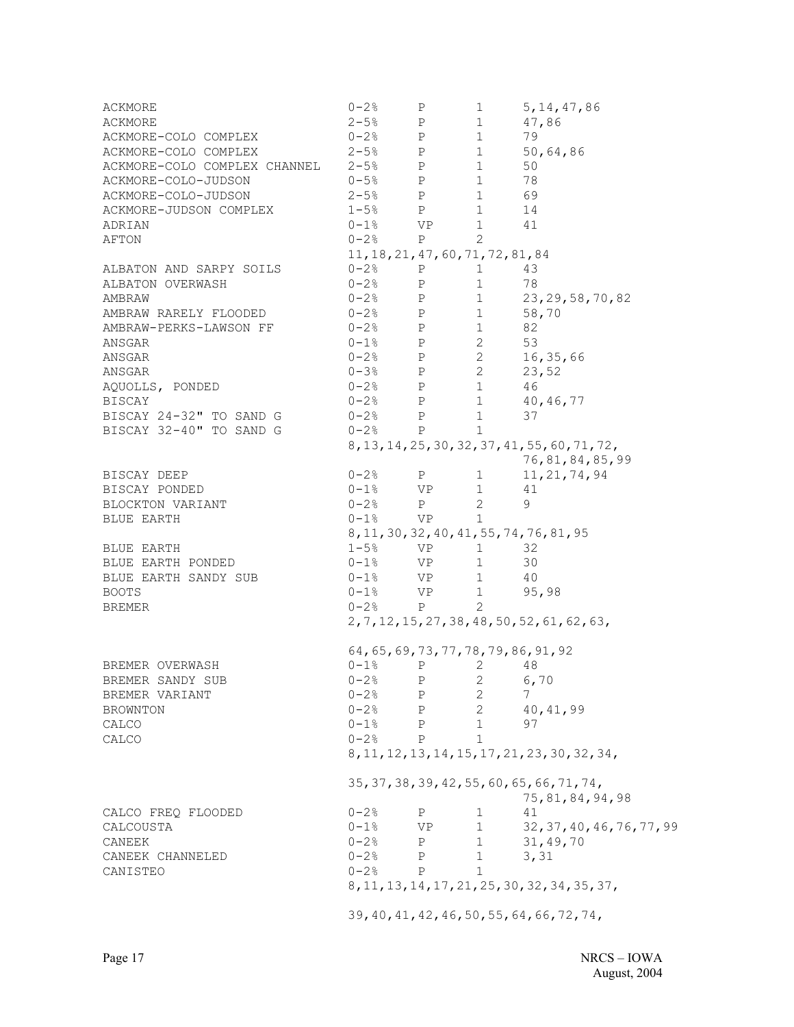| | | | | |
|---|---|---|---|---|
| ACKMORE | 0-2% | P | 1 | 5,14,47,86 |
| ACKMORE | 2-5% | P | 1 | 47,86 |
| ACKMORE-COLO COMPLEX | 0-2% | P | 1 | 79 |
| ACKMORE-COLO COMPLEX | 2-5% | P | 1 | 50,64,86 |
| ACKMORE-COLO COMPLEX CHANNEL | 2-5% | P | 1 | 50 |
| ACKMORE-COLO-JUDSON | 0-5% | P | 1 | 78 |
| ACKMORE-COLO-JUDSON | 2-5% | P | 1 | 69 |
| ACKMORE-JUDSON COMPLEX | 1-5% | P | 1 | 14 |
| ADRIAN | 0-1% | VP | 1 | 41 |
| AFTON | 0-2% | P | 2 | 11,18,21,47,60,71,72,81,84 |
| ALBATON AND SARPY SOILS | 0-2% | P | 1 | 43 |
| ALBATON OVERWASH | 0-2% | P | 1 | 78 |
| AMBRAW | 0-2% | P | 1 | 23,29,58,70,82 |
| AMBRAW RARELY FLOODED | 0-2% | P | 1 | 58,70 |
| AMBRAW-PERKS-LAWSON FF | 0-2% | P | 1 | 82 |
| ANSGAR | 0-1% | P | 2 | 53 |
| ANSGAR | 0-2% | P | 2 | 16,35,66 |
| ANSGAR | 0-3% | P | 2 | 23,52 |
| AQUOLLS, PONDED | 0-2% | P | 1 | 46 |
| BISCAY | 0-2% | P | 1 | 40,46,77 |
| BISCAY 24-32" TO SAND G | 0-2% | P | 1 | 37 |
| BISCAY 32-40" TO SAND G | 0-2% | P | 1 | 8,13,14,25,30,32,37,41,55,60,71,72, 76,81,84,85,99 |
| BISCAY DEEP | 0-2% | P | 1 | 11,21,74,94 |
| BISCAY PONDED | 0-1% | VP | 1 | 41 |
| BLOCKTON VARIANT | 0-2% | P | 2 | 9 |
| BLUE EARTH | 0-1% | VP | 1 | 8,11,30,32,40,41,55,74,76,81,95 |
| BLUE EARTH | 1-5% | VP | 1 | 32 |
| BLUE EARTH PONDED | 0-1% | VP | 1 | 30 |
| BLUE EARTH SANDY SUB | 0-1% | VP | 1 | 40 |
| BOOTS | 0-1% | VP | 1 | 95,98 |
| BREMER | 0-2% | P | 2 | 2,7,12,15,27,38,48,50,52,61,62,63, 64,65,69,73,77,78,79,86,91,92 |
| BREMER OVERWASH | 0-1% | P | 2 | 48 |
| BREMER SANDY SUB | 0-2% | P | 2 | 6,70 |
| BREMER VARIANT | 0-2% | P | 2 | 7 |
| BROWNTON | 0-2% | P | 2 | 40,41,99 |
| CALCO | 0-1% | P | 1 | 97 |
| CALCO | 0-2% | P | 1 | 8,11,12,13,14,15,17,21,23,30,32,34, 35,37,38,39,42,55,60,65,66,71,74, 75,81,84,94,98 |
| CALCO FREQ FLOODED | 0-2% | P | 1 | 41 |
| CALCOUSTA | 0-1% | VP | 1 | 32,37,40,46,76,77,99 |
| CANEEK | 0-2% | P | 1 | 31,49,70 |
| CANEEK CHANNELED | 0-2% | P | 1 | 3,31 |
| CANISTEO | 0-2% | P | 1 | 8,11,13,14,17,21,25,30,32,34,35,37, 39,40,41,42,46,50,55,64,66,72,74, |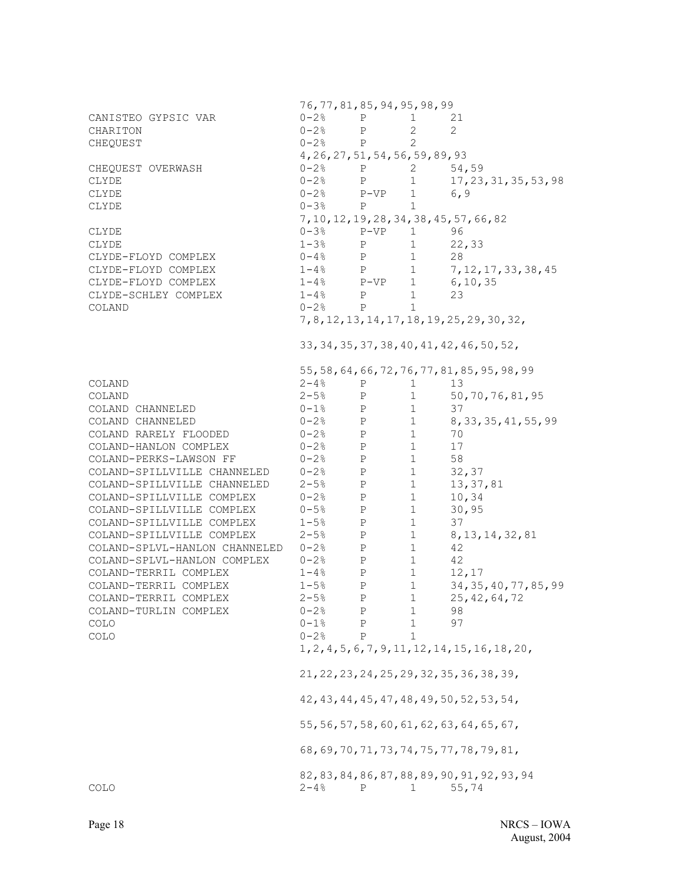| | | | | |
|---|---|---|---|---|
| | 76,77,81,85,94,95,98,99 | | | |
| CANISTEO GYPSIC VAR | 0-2% | P | 1 | 21 |
| CHARITON | 0-2% | P | 2 | 2 |
| CHEQUEST | 0-2% | P | 2 | |
| | 4,26,27,51,54,56,59,89,93 | | | |
| CHEQUEST OVERWASH | 0-2% | P | 2 | 54,59 |
| CLYDE | 0-2% | P | 1 | 17,23,31,35,53,98 |
| CLYDE | 0-2% | P-VP | 1 | 6,9 |
| CLYDE | 0-3% | P | 1 | |
| | 7,10,12,19,28,34,38,45,57,66,82 | | | |
| CLYDE | 0-3% | P-VP | 1 | 96 |
| CLYDE | 1-3% | P | 1 | 22,33 |
| CLYDE-FLOYD COMPLEX | 0-4% | P | 1 | 28 |
| CLYDE-FLOYD COMPLEX | 1-4% | P | 1 | 7,12,17,33,38,45 |
| CLYDE-FLOYD COMPLEX | 1-4% | P-VP | 1 | 6,10,35 |
| CLYDE-SCHLEY COMPLEX | 1-4% | P | 1 | 23 |
| COLAND | 0-2% | P | 1 | |
| | 7,8,12,13,14,17,18,19,25,29,30,32, | | | |
| | 33,34,35,37,38,40,41,42,46,50,52, | | | |
| | 55,58,64,66,72,76,77,81,85,95,98,99 | | | |
| COLAND | 2-4% | P | 1 | 13 |
| COLAND | 2-5% | P | 1 | 50,70,76,81,95 |
| COLAND CHANNELED | 0-1% | P | 1 | 37 |
| COLAND CHANNELED | 0-2% | P | 1 | 8,33,35,41,55,99 |
| COLAND RARELY FLOODED | 0-2% | P | 1 | 70 |
| COLAND-HANLON COMPLEX | 0-2% | P | 1 | 17 |
| COLAND-PERKS-LAWSON FF | 0-2% | P | 1 | 58 |
| COLAND-SPILLVILLE CHANNELED | 0-2% | P | 1 | 32,37 |
| COLAND-SPILLVILLE CHANNELED | 2-5% | P | 1 | 13,37,81 |
| COLAND-SPILLVILLE COMPLEX | 0-2% | P | 1 | 10,34 |
| COLAND-SPILLVILLE COMPLEX | 0-5% | P | 1 | 30,95 |
| COLAND-SPILLVILLE COMPLEX | 1-5% | P | 1 | 37 |
| COLAND-SPILLVILLE COMPLEX | 2-5% | P | 1 | 8,13,14,32,81 |
| COLAND-SPLVL-HANLON CHANNELED | 0-2% | P | 1 | 42 |
| COLAND-SPLVL-HANLON COMPLEX | 0-2% | P | 1 | 42 |
| COLAND-TERRIL COMPLEX | 1-4% | P | 1 | 12,17 |
| COLAND-TERRIL COMPLEX | 1-5% | P | 1 | 34,35,40,77,85,99 |
| COLAND-TERRIL COMPLEX | 2-5% | P | 1 | 25,42,64,72 |
| COLAND-TURLIN COMPLEX | 0-2% | P | 1 | 98 |
| COLO | 0-1% | P | 1 | 97 |
| COLO | 0-2% | P | 1 | |
| | 1,2,4,5,6,7,9,11,12,14,15,16,18,20, | | | |
| | 21,22,23,24,25,29,32,35,36,38,39, | | | |
| | 42,43,44,45,47,48,49,50,52,53,54, | | | |
| | 55,56,57,58,60,61,62,63,64,65,67, | | | |
| | 68,69,70,71,73,74,75,77,78,79,81, | | | |
| | 82,83,84,86,87,88,89,90,91,92,93,94 | | | |
| COLO | 2-4% | P | 1 | 55,74 |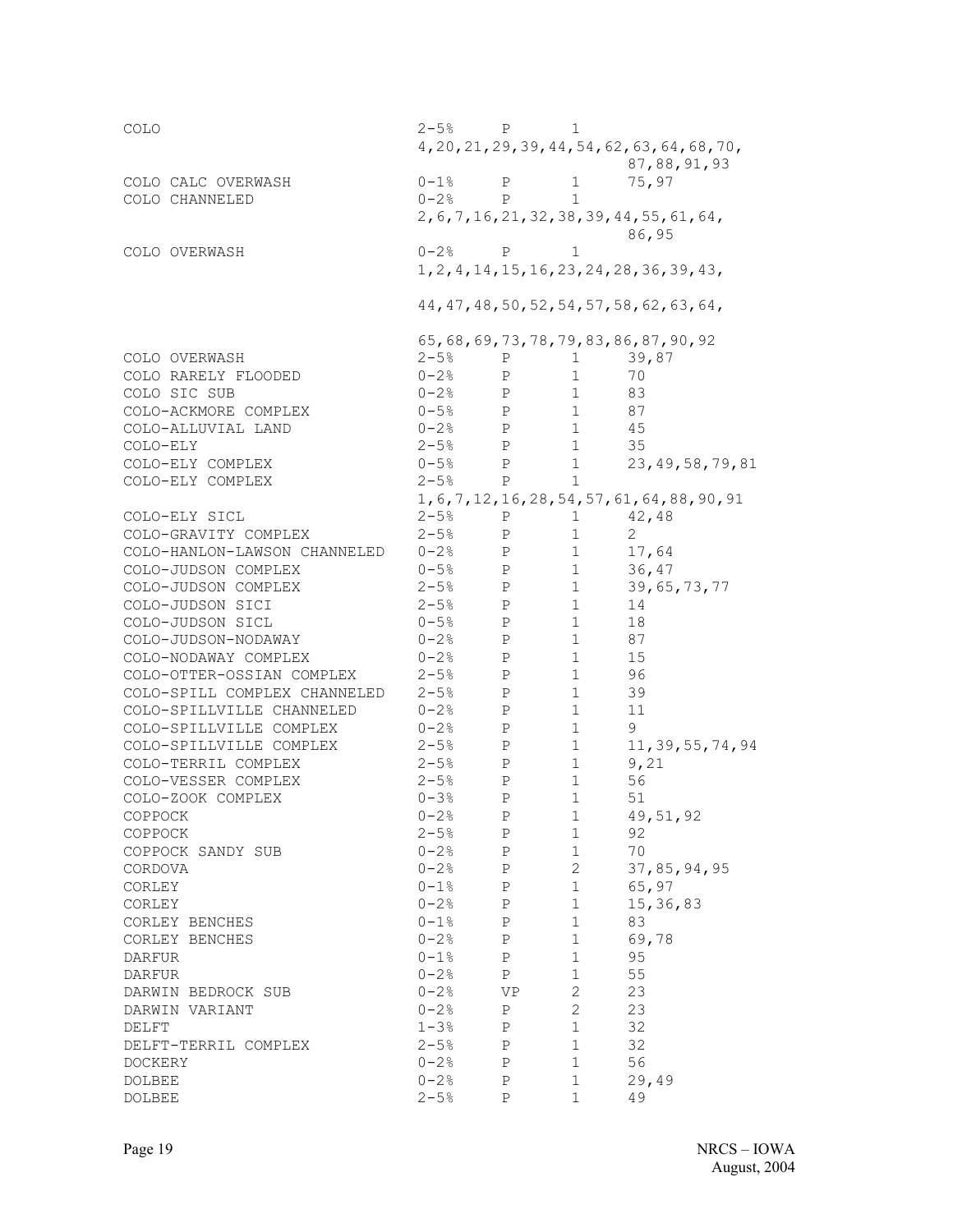| | | | | |
|---|---|---|---|---|
| COLO | 2-5% | P | 1 | 4,20,21,29,39,44,54,62,63,64,68,70, 87,88,91,93 |
| COLO CALC OVERWASH | 0-1% | P | 1 | 75,97 |
| COLO CHANNELED | 0-2% | P | 1 | 2,6,7,16,21,32,38,39,44,55,61,64, 86,95 |
| COLO OVERWASH | 0-2% | P | 1 | 1,2,4,14,15,16,23,24,28,36,39,43, 44,47,48,50,52,54,57,58,62,63,64, 65,68,69,73,78,79,83,86,87,90,92 |
| COLO OVERWASH | 2-5% | P | 1 | 39,87 |
| COLO RARELY FLOODED | 0-2% | P | 1 | 70 |
| COLO SIC SUB | 0-2% | P | 1 | 83 |
| COLO-ACKMORE COMPLEX | 0-5% | P | 1 | 87 |
| COLO-ALLUVIAL LAND | 0-2% | P | 1 | 45 |
| COLO-ELY | 2-5% | P | 1 | 35 |
| COLO-ELY COMPLEX | 0-5% | P | 1 | 23,49,58,79,81 |
| COLO-ELY COMPLEX | 2-5% | P | 1 | 1,6,7,12,16,28,54,57,61,64,88,90,91 |
| COLO-ELY SICL | 2-5% | P | 1 | 42,48 |
| COLO-GRAVITY COMPLEX | 2-5% | P | 1 | 2 |
| COLO-HANLON-LAWSON CHANNELED | 0-2% | P | 1 | 17,64 |
| COLO-JUDSON COMPLEX | 0-5% | P | 1 | 36,47 |
| COLO-JUDSON COMPLEX | 2-5% | P | 1 | 39,65,73,77 |
| COLO-JUDSON SICI | 2-5% | P | 1 | 14 |
| COLO-JUDSON SICL | 0-5% | P | 1 | 18 |
| COLO-JUDSON-NODAWAY | 0-2% | P | 1 | 87 |
| COLO-NODAWAY COMPLEX | 0-2% | P | 1 | 15 |
| COLO-OTTER-OSSIAN COMPLEX | 2-5% | P | 1 | 96 |
| COLO-SPILL COMPLEX CHANNELED | 2-5% | P | 1 | 39 |
| COLO-SPILLVILLE CHANNELED | 0-2% | P | 1 | 11 |
| COLO-SPILLVILLE COMPLEX | 0-2% | P | 1 | 9 |
| COLO-SPILLVILLE COMPLEX | 2-5% | P | 1 | 11,39,55,74,94 |
| COLO-TERRIL COMPLEX | 2-5% | P | 1 | 9,21 |
| COLO-VESSER COMPLEX | 2-5% | P | 1 | 56 |
| COLO-ZOOK COMPLEX | 0-3% | P | 1 | 51 |
| COPPOCK | 0-2% | P | 1 | 49,51,92 |
| COPPOCK | 2-5% | P | 1 | 92 |
| COPPOCK SANDY SUB | 0-2% | P | 1 | 70 |
| CORDOVA | 0-2% | P | 2 | 37,85,94,95 |
| CORLEY | 0-1% | P | 1 | 65,97 |
| CORLEY | 0-2% | P | 1 | 15,36,83 |
| CORLEY BENCHES | 0-1% | P | 1 | 83 |
| CORLEY BENCHES | 0-2% | P | 1 | 69,78 |
| DARFUR | 0-1% | P | 1 | 95 |
| DARFUR | 0-2% | P | 1 | 55 |
| DARWIN BEDROCK SUB | 0-2% | VP | 2 | 23 |
| DARWIN VARIANT | 0-2% | P | 2 | 23 |
| DELFT | 1-3% | P | 1 | 32 |
| DELFT-TERRIL COMPLEX | 2-5% | P | 1 | 32 |
| DOCKERY | 0-2% | P | 1 | 56 |
| DOLBEE | 0-2% | P | 1 | 29,49 |
| DOLBEE | 2-5% | P | 1 | 49 |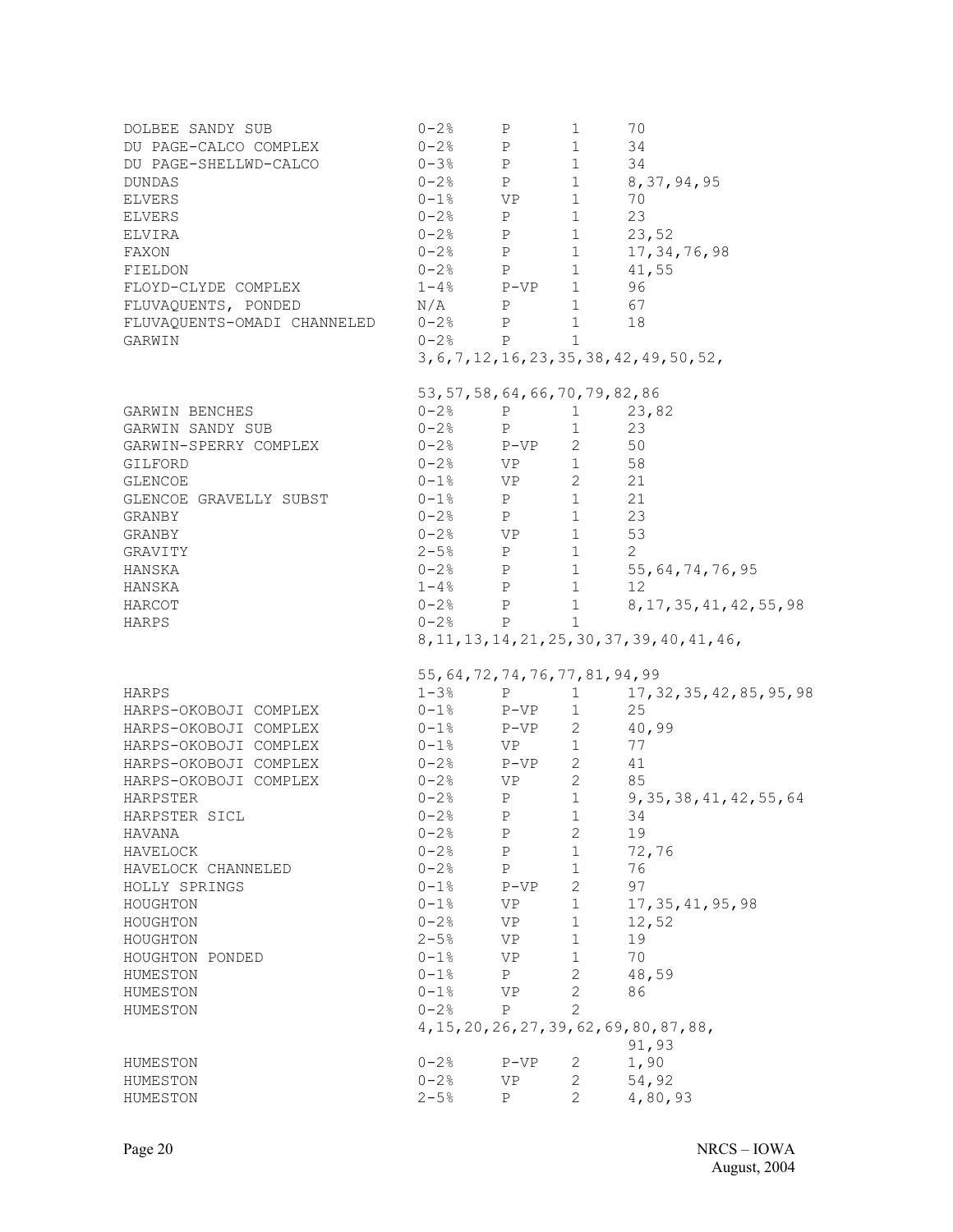| | | | | |
|---|---|---|---|---|
| DOLBEE SANDY SUB | 0-2% | P | 1 | 70 |
| DU PAGE-CALCO COMPLEX | 0-2% | P | 1 | 34 |
| DU PAGE-SHELLWD-CALCO | 0-3% | P | 1 | 34 |
| DUNDAS | 0-2% | P | 1 | 8,37,94,95 |
| ELVERS | 0-1% | VP | 1 | 70 |
| ELVERS | 0-2% | P | 1 | 23 |
| ELVIRA | 0-2% | P | 1 | 23,52 |
| FAXON | 0-2% | P | 1 | 17,34,76,98 |
| FIELDON | 0-2% | P | 1 | 41,55 |
| FLOYD-CLYDE COMPLEX | 1-4% | P-VP | 1 | 96 |
| FLUVAQUENTS, PONDED | N/A | P | 1 | 67 |
| FLUVAQUENTS-OMADI CHANNELED | 0-2% | P | 1 | 18 |
| GARWIN | 0-2% | P | 1 | 3,6,7,12,16,23,35,38,42,49,50,52,53,57,58,64,66,70,79,82,86 |
| GARWIN BENCHES | 0-2% | P | 1 | 23,82 |
| GARWIN SANDY SUB | 0-2% | P | 1 | 23 |
| GARWIN-SPERRY COMPLEX | 0-2% | P-VP | 2 | 50 |
| GILFORD | 0-2% | VP | 1 | 58 |
| GLENCOE | 0-1% | VP | 2 | 21 |
| GLENCOE GRAVELLY SUBST | 0-1% | P | 1 | 21 |
| GRANBY | 0-2% | P | 1 | 23 |
| GRANBY | 0-2% | VP | 1 | 53 |
| GRAVITY | 2-5% | P | 1 | 2 |
| HANSKA | 0-2% | P | 1 | 55,64,74,76,95 |
| HANSKA | 1-4% | P | 1 | 12 |
| HARCOT | 0-2% | P | 1 | 8,17,35,41,42,55,98 |
| HARPS | 0-2% | P | 1 | 8,11,13,14,21,25,30,37,39,40,41,46,55,64,72,74,76,77,81,94,99 |
| HARPS | 1-3% | P | 1 | 17,32,35,42,85,95,98 |
| HARPS-OKOBOJI COMPLEX | 0-1% | P-VP | 1 | 25 |
| HARPS-OKOBOJI COMPLEX | 0-1% | P-VP | 2 | 40,99 |
| HARPS-OKOBOJI COMPLEX | 0-1% | VP | 1 | 77 |
| HARPS-OKOBOJI COMPLEX | 0-2% | P-VP | 2 | 41 |
| HARPS-OKOBOJI COMPLEX | 0-2% | VP | 2 | 85 |
| HARPSTER | 0-2% | P | 1 | 9,35,38,41,42,55,64 |
| HARPSTER SICL | 0-2% | P | 1 | 34 |
| HAVANA | 0-2% | P | 2 | 19 |
| HAVELOCK | 0-2% | P | 1 | 72,76 |
| HAVELOCK CHANNELED | 0-2% | P | 1 | 76 |
| HOLLY SPRINGS | 0-1% | P-VP | 2 | 97 |
| HOUGHTON | 0-1% | VP | 1 | 17,35,41,95,98 |
| HOUGHTON | 0-2% | VP | 1 | 12,52 |
| HOUGHTON | 2-5% | VP | 1 | 19 |
| HOUGHTON PONDED | 0-1% | VP | 1 | 70 |
| HUMESTON | 0-1% | P | 2 | 48,59 |
| HUMESTON | 0-1% | VP | 2 | 86 |
| HUMESTON | 0-2% | P | 2 | 4,15,20,26,27,39,62,69,80,87,88,91,93 |
| HUMESTON | 0-2% | P-VP | 2 | 1,90 |
| HUMESTON | 0-2% | VP | 2 | 54,92 |
| HUMESTON | 2-5% | P | 2 | 4,80,93 |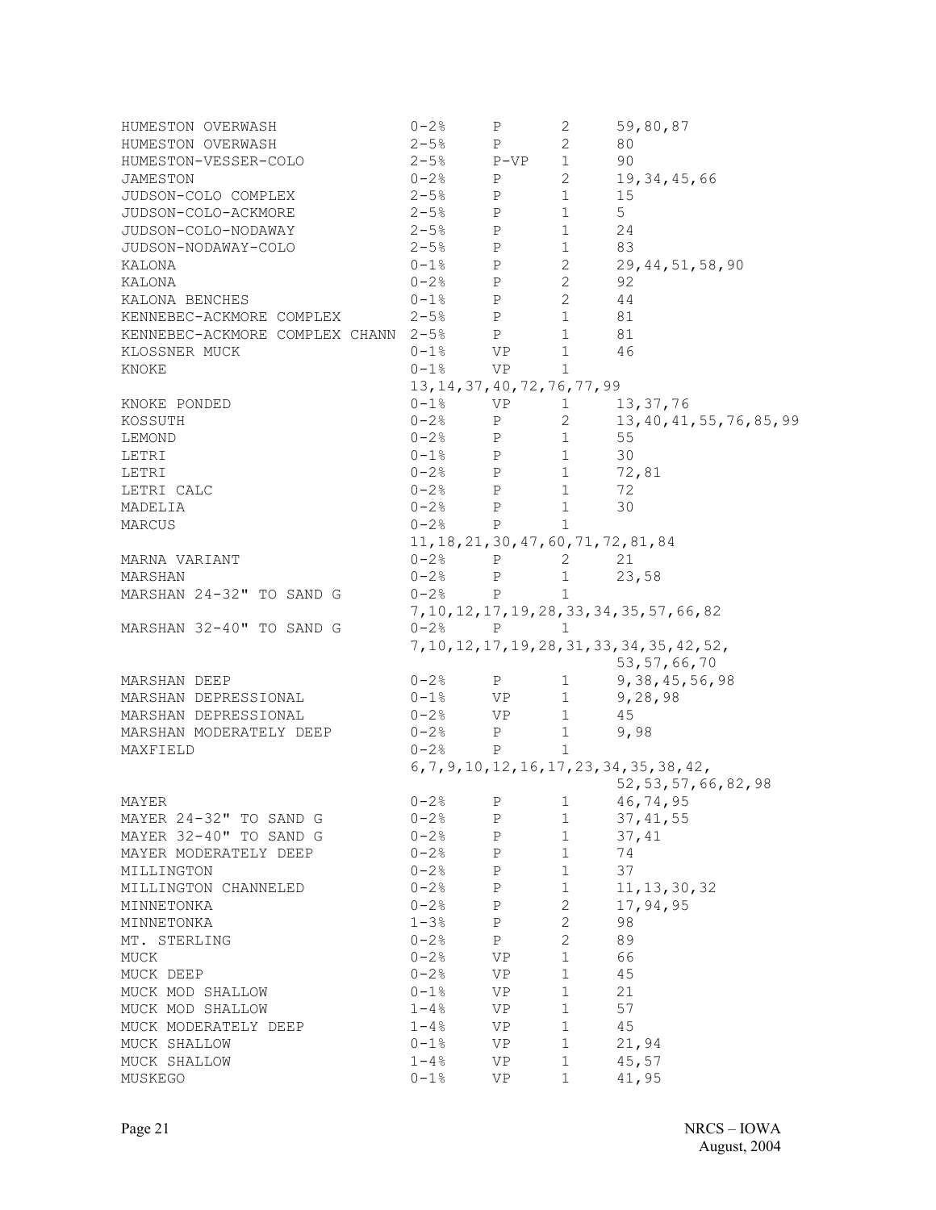| | | | | |
|---|---|---|---|---|
| HUMESTON OVERWASH | 0-2% | P | 2 | 59,80,87 |
| HUMESTON OVERWASH | 2-5% | P | 2 | 80 |
| HUMESTON-VESSER-COLO | 2-5% | P-VP | 1 | 90 |
| JAMESTON | 0-2% | P | 2 | 19,34,45,66 |
| JUDSON-COLO COMPLEX | 2-5% | P | 1 | 15 |
| JUDSON-COLO-ACKMORE | 2-5% | P | 1 | 5 |
| JUDSON-COLO-NODAWAY | 2-5% | P | 1 | 24 |
| JUDSON-NODAWAY-COLO | 2-5% | P | 1 | 83 |
| KALONA | 0-1% | P | 2 | 29,44,51,58,90 |
| KALONA | 0-2% | P | 2 | 92 |
| KALONA BENCHES | 0-1% | P | 2 | 44 |
| KENNEBEC-ACKMORE COMPLEX | 2-5% | P | 1 | 81 |
| KENNEBEC-ACKMORE COMPLEX CHANN | 2-5% | P | 1 | 81 |
| KLOSSNER MUCK | 0-1% | VP | 1 | 46 |
| KNOKE | 0-1% | VP | 1 | 13,14,37,40,72,76,77,99 |
| KNOKE PONDED | 0-1% | VP | 1 | 13,37,76 |
| KOSSUTH | 0-2% | P | 2 | 13,40,41,55,76,85,99 |
| LEMOND | 0-2% | P | 1 | 55 |
| LETRI | 0-1% | P | 1 | 30 |
| LETRI | 0-2% | P | 1 | 72,81 |
| LETRI CALC | 0-2% | P | 1 | 72 |
| MADELIA | 0-2% | P | 1 | 30 |
| MARCUS | 0-2% | P | 1 | 11,18,21,30,47,60,71,72,81,84 |
| MARNA VARIANT | 0-2% | P | 2 | 21 |
| MARSHAN | 0-2% | P | 1 | 23,58 |
| MARSHAN 24-32" TO SAND G | 0-2% | P | 1 | 7,10,12,17,19,28,33,34,35,57,66,82 |
| MARSHAN 32-40" TO SAND G | 0-2% | P | 1 | 7,10,12,17,19,28,31,33,34,35,42,52, 53,57,66,70 |
| MARSHAN DEEP | 0-2% | P | 1 | 9,38,45,56,98 |
| MARSHAN DEPRESSIONAL | 0-1% | VP | 1 | 9,28,98 |
| MARSHAN DEPRESSIONAL | 0-2% | VP | 1 | 45 |
| MARSHAN MODERATELY DEEP | 0-2% | P | 1 | 9,98 |
| MAXFIELD | 0-2% | P | 1 | 6,7,9,10,12,16,17,23,34,35,38,42, 52,53,57,66,82,98 |
| MAYER | 0-2% | P | 1 | 46,74,95 |
| MAYER 24-32" TO SAND G | 0-2% | P | 1 | 37,41,55 |
| MAYER 32-40" TO SAND G | 0-2% | P | 1 | 37,41 |
| MAYER MODERATELY DEEP | 0-2% | P | 1 | 74 |
| MILLINGTON | 0-2% | P | 1 | 37 |
| MILLINGTON CHANNELED | 0-2% | P | 1 | 11,13,30,32 |
| MINNETONKA | 0-2% | P | 2 | 17,94,95 |
| MINNETONKA | 1-3% | P | 2 | 98 |
| MT. STERLING | 0-2% | P | 2 | 89 |
| MUCK | 0-2% | VP | 1 | 66 |
| MUCK DEEP | 0-2% | VP | 1 | 45 |
| MUCK MOD SHALLOW | 0-1% | VP | 1 | 21 |
| MUCK MOD SHALLOW | 1-4% | VP | 1 | 57 |
| MUCK MODERATELY DEEP | 1-4% | VP | 1 | 45 |
| MUCK SHALLOW | 0-1% | VP | 1 | 21,94 |
| MUCK SHALLOW | 1-4% | VP | 1 | 45,57 |
| MUSKEGO | 0-1% | VP | 1 | 41,95 |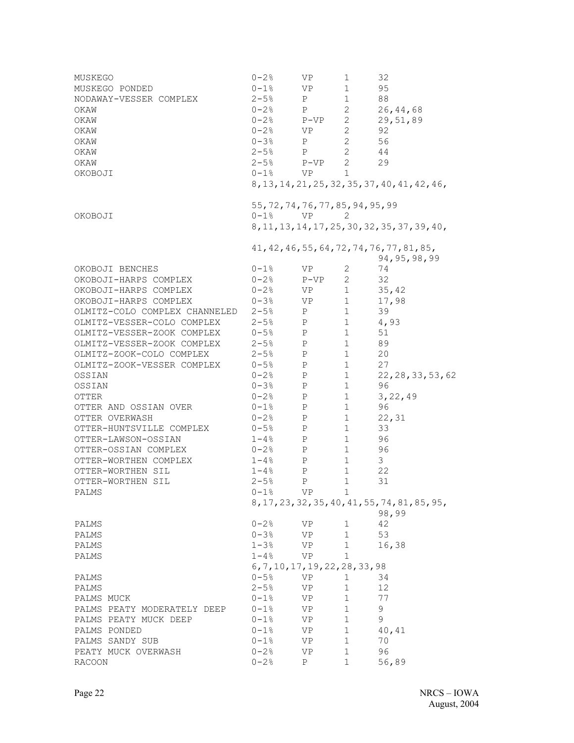| | | | | |
|---|---|---|---|---|
| MUSKEGO | 0-2% | VP | 1 | 32 |
| MUSKEGO PONDED | 0-1% | VP | 1 | 95 |
| NODAWAY-VESSER COMPLEX | 2-5% | P | 1 | 88 |
| OKAW | 0-2% | P | 2 | 26,44,68 |
| OKAW | 0-2% | P-VP | 2 | 29,51,89 |
| OKAW | 0-2% | VP | 2 | 92 |
| OKAW | 0-3% | P | 2 | 56 |
| OKAW | 2-5% | P | 2 | 44 |
| OKAW | 2-5% | P-VP | 2 | 29 |
| OKOBOJI | 0-1% | VP | 1 | 8,13,14,21,25,32,35,37,40,41,42,46, 55,72,74,76,77,85,94,95,99 |
| OKOBOJI | 0-1% | VP | 2 | 8,11,13,14,17,25,30,32,35,37,39,40, 41,42,46,55,64,72,74,76,77,81,85, 94,95,98,99 |
| OKOBOJI BENCHES | 0-1% | VP | 2 | 74 |
| OKOBOJI-HARPS COMPLEX | 0-2% | P-VP | 2 | 32 |
| OKOBOJI-HARPS COMPLEX | 0-2% | VP | 1 | 35,42 |
| OKOBOJI-HARPS COMPLEX | 0-3% | VP | 1 | 17,98 |
| OLMITZ-COLO COMPLEX CHANNELED | 2-5% | P | 1 | 39 |
| OLMITZ-VESSER-COLO COMPLEX | 2-5% | P | 1 | 4,93 |
| OLMITZ-VESSER-ZOOK COMPLEX | 0-5% | P | 1 | 51 |
| OLMITZ-VESSER-ZOOK COMPLEX | 2-5% | P | 1 | 89 |
| OLMITZ-ZOOK-COLO COMPLEX | 2-5% | P | 1 | 20 |
| OLMITZ-ZOOK-VESSER COMPLEX | 0-5% | P | 1 | 27 |
| OSSIAN | 0-2% | P | 1 | 22,28,33,53,62 |
| OSSIAN | 0-3% | P | 1 | 96 |
| OTTER | 0-2% | P | 1 | 3,22,49 |
| OTTER AND OSSIAN OVER | 0-1% | P | 1 | 96 |
| OTTER OVERWASH | 0-2% | P | 1 | 22,31 |
| OTTER-HUNTSVILLE COMPLEX | 0-5% | P | 1 | 33 |
| OTTER-LAWSON-OSSIAN | 1-4% | P | 1 | 96 |
| OTTER-OSSIAN COMPLEX | 0-2% | P | 1 | 96 |
| OTTER-WORTHEN COMPLEX | 1-4% | P | 1 | 3 |
| OTTER-WORTHEN SIL | 1-4% | P | 1 | 22 |
| OTTER-WORTHEN SIL | 2-5% | P | 1 | 31 |
| PALMS | 0-1% | VP | 1 | 8,17,23,32,35,40,41,55,74,81,85,95, 98,99 |
| PALMS | 0-2% | VP | 1 | 42 |
| PALMS | 0-3% | VP | 1 | 53 |
| PALMS | 1-3% | VP | 1 | 16,38 |
| PALMS | 1-4% | VP | 1 | 6,7,10,17,19,22,28,33,98 |
| PALMS | 0-5% | VP | 1 | 34 |
| PALMS | 2-5% | VP | 1 | 12 |
| PALMS MUCK | 0-1% | VP | 1 | 77 |
| PALMS PEATY MODERATELY DEEP | 0-1% | VP | 1 | 9 |
| PALMS PEATY MUCK DEEP | 0-1% | VP | 1 | 9 |
| PALMS PONDED | 0-1% | VP | 1 | 40,41 |
| PALMS SANDY SUB | 0-1% | VP | 1 | 70 |
| PEATY MUCK OVERWASH | 0-2% | VP | 1 | 96 |
| RACOON | 0-2% | P | 1 | 56,89 |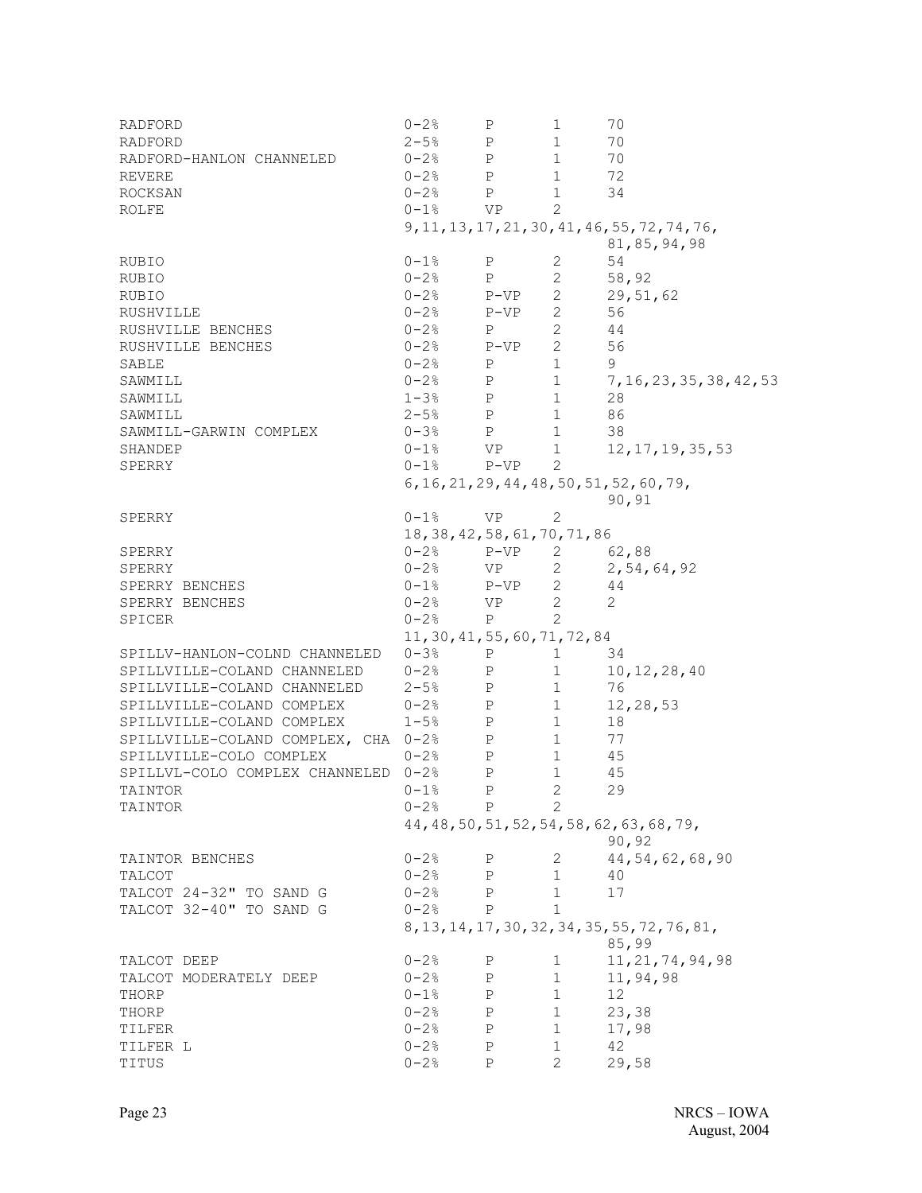| | | | | |
|---|---|---|---|---|
| RADFORD | 0-2% | P | 1 | 70 |
| RADFORD | 2-5% | P | 1 | 70 |
| RADFORD-HANLON CHANNELED | 0-2% | P | 1 | 70 |
| REVERE | 0-2% | P | 1 | 72 |
| ROCKSAN | 0-2% | P | 1 | 34 |
| ROLFE | 0-1% | VP | 2 | 9,11,13,17,21,30,41,46,55,72,74,76,81,85,94,98 |
| RUBIO | 0-1% | P | 2 | 54 |
| RUBIO | 0-2% | P | 2 | 58,92 |
| RUBIO | 0-2% | P-VP | 2 | 29,51,62 |
| RUSHVILLE | 0-2% | P-VP | 2 | 56 |
| RUSHVILLE BENCHES | 0-2% | P | 2 | 44 |
| RUSHVILLE BENCHES | 0-2% | P-VP | 2 | 56 |
| SABLE | 0-2% | P | 1 | 9 |
| SAWMILL | 0-2% | P | 1 | 7,16,23,35,38,42,53 |
| SAWMILL | 1-3% | P | 1 | 28 |
| SAWMILL | 2-5% | P | 1 | 86 |
| SAWMILL-GARWIN COMPLEX | 0-3% | P | 1 | 38 |
| SHANDEP | 0-1% | VP | 1 | 12,17,19,35,53 |
| SPERRY | 0-1% | P-VP | 2 | 6,16,21,29,44,48,50,51,52,60,79,90,91 |
| SPERRY | 0-1% | VP | 2 | 18,38,42,58,61,70,71,86 |
| SPERRY | 0-2% | P-VP | 2 | 62,88 |
| SPERRY | 0-2% | VP | 2 | 2,54,64,92 |
| SPERRY BENCHES | 0-1% | P-VP | 2 | 44 |
| SPERRY BENCHES | 0-2% | VP | 2 | 2 |
| SPICER | 0-2% | P | 2 | 11,30,41,55,60,71,72,84 |
| SPILLV-HANLON-COLND CHANNELED | 0-3% | P | 1 | 34 |
| SPILLVILLE-COLAND CHANNELED | 0-2% | P | 1 | 10,12,28,40 |
| SPILLVILLE-COLAND CHANNELED | 2-5% | P | 1 | 76 |
| SPILLVILLE-COLAND COMPLEX | 0-2% | P | 1 | 12,28,53 |
| SPILLVILLE-COLAND COMPLEX | 1-5% | P | 1 | 18 |
| SPILLVILLE-COLAND COMPLEX, CHA | 0-2% | P | 1 | 77 |
| SPILLVILLE-COLO COMPLEX | 0-2% | P | 1 | 45 |
| SPILLVL-COLO COMPLEX CHANNELED | 0-2% | P | 1 | 45 |
| TAINTOR | 0-1% | P | 2 | 29 |
| TAINTOR | 0-2% | P | 2 | 44,48,50,51,52,54,58,62,63,68,79,90,92 |
| TAINTOR BENCHES | 0-2% | P | 2 | 44,54,62,68,90 |
| TALCOT | 0-2% | P | 1 | 40 |
| TALCOT 24-32" TO SAND G | 0-2% | P | 1 | 17 |
| TALCOT 32-40" TO SAND G | 0-2% | P | 1 | 8,13,14,17,30,32,34,35,55,72,76,81,85,99 |
| TALCOT DEEP | 0-2% | P | 1 | 11,21,74,94,98 |
| TALCOT MODERATELY DEEP | 0-2% | P | 1 | 11,94,98 |
| THORP | 0-1% | P | 1 | 12 |
| THORP | 0-2% | P | 1 | 23,38 |
| TILFER | 0-2% | P | 1 | 17,98 |
| TILFER L | 0-2% | P | 1 | 42 |
| TITUS | 0-2% | P | 2 | 29,58 |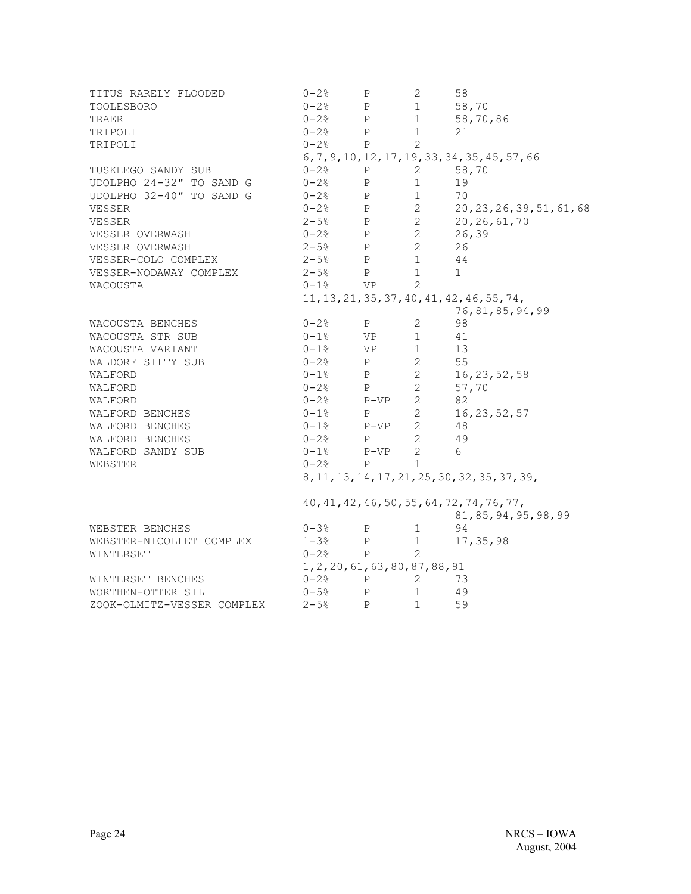| | | | | |
|---|---|---|---|---|
| TITUS RARELY FLOODED | 0-2% | P | 2 | 58 |
| TOOLESBORO | 0-2% | P | 1 | 58,70 |
| TRAER | 0-2% | P | 1 | 58,70,86 |
| TRIPOLI | 0-2% | P | 1 | 21 |
| TRIPOLI | 0-2% | P | 2 | 6,7,9,10,12,17,19,33,34,35,45,57,66 |
| TUSKEEGO SANDY SUB | 0-2% | P | 2 | 58,70 |
| UDOLPHO 24-32" TO SAND G | 0-2% | P | 1 | 19 |
| UDOLPHO 32-40" TO SAND G | 0-2% | P | 1 | 70 |
| VESSER | 0-2% | P | 2 | 20,23,26,39,51,61,68 |
| VESSER | 2-5% | P | 2 | 20,26,61,70 |
| VESSER OVERWASH | 0-2% | P | 2 | 26,39 |
| VESSER OVERWASH | 2-5% | P | 2 | 26 |
| VESSER-COLO COMPLEX | 2-5% | P | 1 | 44 |
| VESSER-NODAWAY COMPLEX | 2-5% | P | 1 | 1 |
| WACOUSTA | 0-1% | VP | 2 | 11,13,21,35,37,40,41,42,46,55,74, 76,81,85,94,99 |
| WACOUSTA BENCHES | 0-2% | P | 2 | 98 |
| WACOUSTA STR SUB | 0-1% | VP | 1 | 41 |
| WACOUSTA VARIANT | 0-1% | VP | 1 | 13 |
| WALDORF SILTY SUB | 0-2% | P | 2 | 55 |
| WALFORD | 0-1% | P | 2 | 16,23,52,58 |
| WALFORD | 0-2% | P | 2 | 57,70 |
| WALFORD | 0-2% | P-VP | 2 | 82 |
| WALFORD BENCHES | 0-1% | P | 2 | 16,23,52,57 |
| WALFORD BENCHES | 0-1% | P-VP | 2 | 48 |
| WALFORD BENCHES | 0-2% | P | 2 | 49 |
| WALFORD SANDY SUB | 0-1% | P-VP | 2 | 6 |
| WEBSTER | 0-2% | P | 1 | 8,11,13,14,17,21,25,30,32,35,37,39, 40,41,42,46,50,55,64,72,74,76,77, 81,85,94,95,98,99 |
| WEBSTER BENCHES | 0-3% | P | 1 | 94 |
| WEBSTER-NICOLLET COMPLEX | 1-3% | P | 1 | 17,35,98 |
| WINTERSET | 0-2% | P | 2 | 1,2,20,61,63,80,87,88,91 |
| WINTERSET BENCHES | 0-2% | P | 2 | 73 |
| WORTHEN-OTTER SIL | 0-5% | P | 1 | 49 |
| ZOOK-OLMITZ-VESSER COMPLEX | 2-5% | P | 1 | 59 |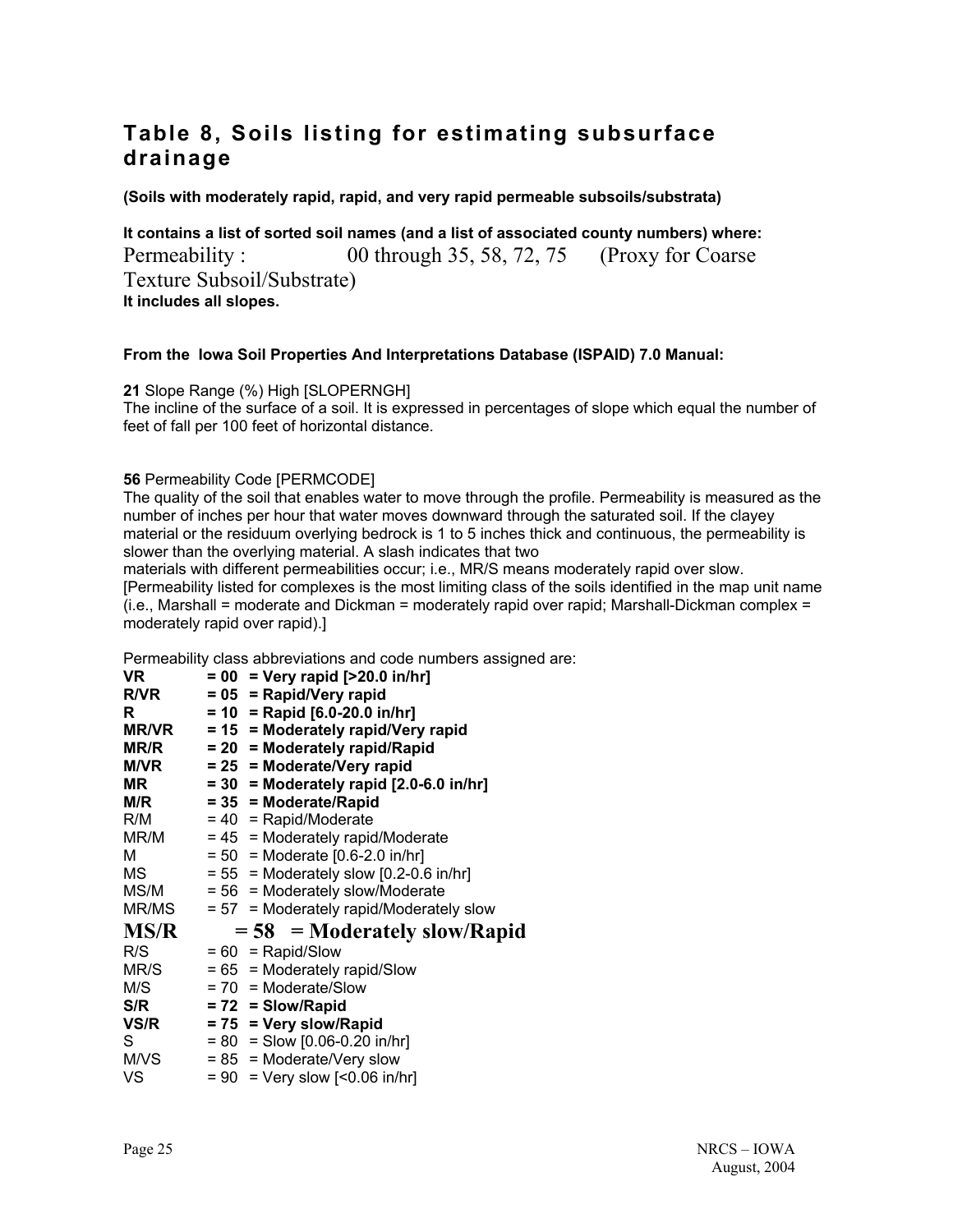## Table 8, Soils listing for estimating subsurface drainage

**(Soils with moderately rapid, rapid, and very rapid permeable subsoils/substrata)**

**It contains a list of sorted soil names (and a list of associated county numbers) where:**
Permeability : 00 through 35, 58, 72, 75 (Proxy for Coarse Texture Subsoil/Substrate)
**It includes all slopes.**

**From the Iowa Soil Properties And Interpretations Database (ISPAID) 7.0 Manual:**

**21** Slope Range (%) High [SLOPERNGH]
The incline of the surface of a soil. It is expressed in percentages of slope which equal the number of feet of fall per 100 feet of horizontal distance.

**56** Permeability Code [PERMCODE]
The quality of the soil that enables water to move through the profile. Permeability is measured as the number of inches per hour that water moves downward through the saturated soil. If the clayey material or the residuum overlying bedrock is 1 to 5 inches thick and continuous, the permeability is slower than the overlying material. A slash indicates that two materials with different permeabilities occur; i.e., MR/S means moderately rapid over slow. [Permeability listed for complexes is the most limiting class of the soils identified in the map unit name (i.e., Marshall = moderate and Dickman = moderately rapid over rapid; Marshall-Dickman complex = moderately rapid over rapid).]

Permeability class abbreviations and code numbers assigned are:

| | | |
|---|---|---|
| **VR** | **= 00** | **= Very rapid [>20.0 in/hr]** |
| **R/VR** | **= 05** | **= Rapid/Very rapid** |
| **R** | **= 10** | **= Rapid [6.0-20.0 in/hr]** |
| **MR/VR** | **= 15** | **= Moderately rapid/Very rapid** |
| **MR/R** | **= 20** | **= Moderately rapid/Rapid** |
| **M/VR** | **= 25** | **= Moderate/Very rapid** |
| **MR** | **= 30** | **= Moderately rapid [2.0-6.0 in/hr]** |
| **M/R** | **= 35** | **= Moderate/Rapid** |
| R/M | = 40 | = Rapid/Moderate |
| MR/M | = 45 | = Moderately rapid/Moderate |
| M | = 50 | = Moderate [0.6-2.0 in/hr] |
| MS | = 55 | = Moderately slow [0.2-0.6 in/hr] |
| MS/M | = 56 | = Moderately slow/Moderate |
| MR/MS | = 57 | = Moderately rapid/Moderately slow |
| **MS/R** | **= 58** | **= Moderately slow/Rapid** |
| R/S | = 60 | = Rapid/Slow |
| MR/S | = 65 | = Moderately rapid/Slow |
| M/S | = 70 | = Moderate/Slow |
| **S/R** | **= 72** | **= Slow/Rapid** |
| **VS/R** | **= 75** | **= Very slow/Rapid** |
| S | = 80 | = Slow [0.06-0.20 in/hr] |
| M/VS | = 85 | = Moderate/Very slow |
| VS | = 90 | = Very slow [<0.06 in/hr] |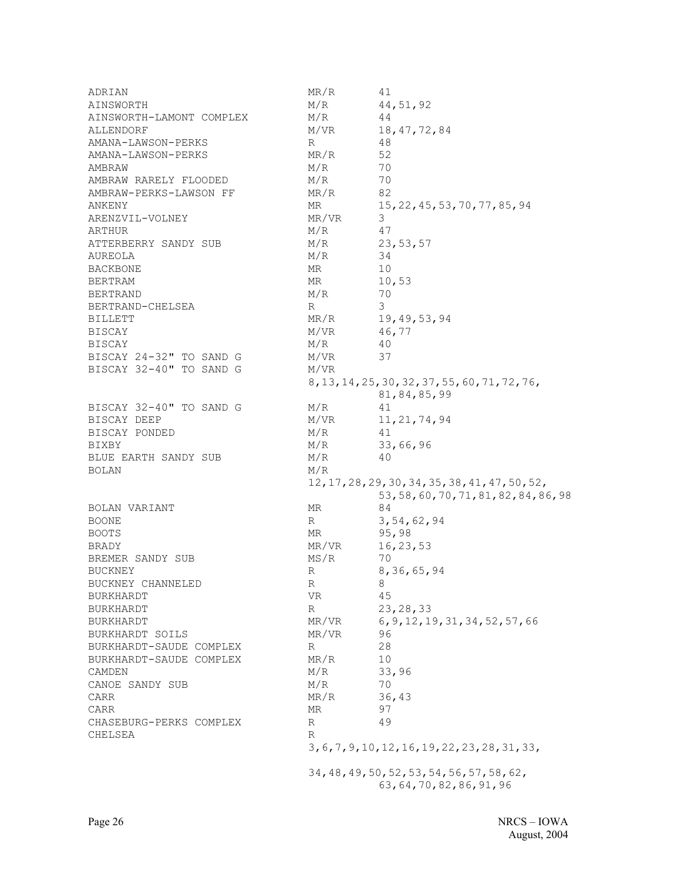| | | |
|---|---|---|
| ADRIAN | MR/R | 41 |
| AINSWORTH | M/R | 44,51,92 |
| AINSWORTH-LAMONT COMPLEX | M/R | 44 |
| ALLENDORF | M/VR | 18,47,72,84 |
| AMANA-LAWSON-PERKS | R | 48 |
| AMANA-LAWSON-PERKS | MR/R | 52 |
| AMBRAW | M/R | 70 |
| AMBRAW RARELY FLOODED | M/R | 70 |
| AMBRAW-PERKS-LAWSON FF | MR/R | 82 |
| ANKENY | MR | 15,22,45,53,70,77,85,94 |
| ARENZVIL-VOLNEY | MR/VR | 3 |
| ARTHUR | M/R | 47 |
| ATTERBERRY SANDY SUB | M/R | 23,53,57 |
| AUREOLA | M/R | 34 |
| BACKBONE | MR | 10 |
| BERTRAM | MR | 10,53 |
| BERTRAND | M/R | 70 |
| BERTRAND-CHELSEA | R | 3 |
| BILLETT | MR/R | 19,49,53,94 |
| BISCAY | M/VR | 46,77 |
| BISCAY | M/R | 40 |
| BISCAY 24-32" TO SAND G | M/VR | 37 |
| BISCAY 32-40" TO SAND G | M/VR | 8,13,14,25,30,32,37,55,60,71,72,76,81,84,85,99 |
| BISCAY 32-40" TO SAND G | M/R | 41 |
| BISCAY DEEP | M/VR | 11,21,74,94 |
| BISCAY PONDED | M/R | 41 |
| BIXBY | M/R | 33,66,96 |
| BLUE EARTH SANDY SUB | M/R | 40 |
| BOLAN | M/R | 12,17,28,29,30,34,35,38,41,47,50,52,53,58,60,70,71,81,82,84,86,98 |
| BOLAN VARIANT | MR | 84 |
| BOONE | R | 3,54,62,94 |
| BOOTS | MR | 95,98 |
| BRADY | MR/VR | 16,23,53 |
| BREMER SANDY SUB | MS/R | 70 |
| BUCKNEY | R | 8,36,65,94 |
| BUCKNEY CHANNELED | R | 8 |
| BURKHARDT | VR | 45 |
| BURKHARDT | R | 23,28,33 |
| BURKHARDT | MR/VR | 6,9,12,19,31,34,52,57,66 |
| BURKHARDT SOILS | MR/VR | 96 |
| BURKHARDT-SAUDE COMPLEX | R | 28 |
| BURKHARDT-SAUDE COMPLEX | MR/R | 10 |
| CAMDEN | M/R | 33,96 |
| CANOE SANDY SUB | M/R | 70 |
| CARR | MR/R | 36,43 |
| CARR | MR | 97 |
| CHASEBURG-PERKS COMPLEX | R | 49 |
| CHELSEA | R | 3,6,7,9,10,12,16,19,22,23,28,31,33,34,48,49,50,52,53,54,56,57,58,62,63,64,70,82,86,91,96 |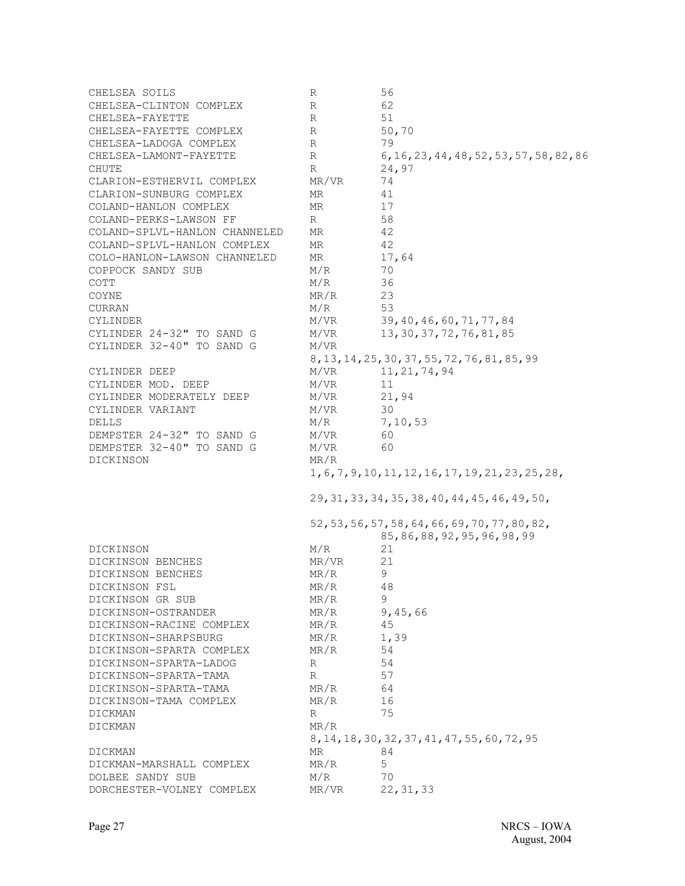| | | |
|---|---|---|
| CHELSEA SOILS | R | 56 |
| CHELSEA-CLINTON COMPLEX | R | 62 |
| CHELSEA-FAYETTE | R | 51 |
| CHELSEA-FAYETTE COMPLEX | R | 50,70 |
| CHELSEA-LADOGA COMPLEX | R | 79 |
| CHELSEA-LAMONT-FAYETTE | R | 6,16,23,44,48,52,53,57,58,82,86 |
| CHUTE | R | 24,97 |
| CLARION-ESTHERVIL COMPLEX | MR/VR | 74 |
| CLARION-SUNBURG COMPLEX | MR | 41 |
| COLAND-HANLON COMPLEX | MR | 17 |
| COLAND-PERKS-LAWSON FF | R | 58 |
| COLAND-SPLVL-HANLON CHANNELED | MR | 42 |
| COLAND-SPLVL-HANLON COMPLEX | MR | 42 |
| COLO-HANLON-LAWSON CHANNELED | MR | 17,64 |
| COPPOCK SANDY SUB | M/R | 70 |
| COTT | M/R | 36 |
| COYNE | MR/R | 23 |
| CURRAN | M/R | 53 |
| CYLINDER | M/VR | 39,40,46,60,71,77,84 |
| CYLINDER 24-32" TO SAND G | M/VR | 13,30,37,72,76,81,85 |
| CYLINDER 32-40" TO SAND G | M/VR | 8,13,14,25,30,37,55,72,76,81,85,99 |
| CYLINDER DEEP | M/VR | 11,21,74,94 |
| CYLINDER MOD. DEEP | M/VR | 11 |
| CYLINDER MODERATELY DEEP | M/VR | 21,94 |
| CYLINDER VARIANT | M/VR | 30 |
| DELLS | M/R | 7,10,53 |
| DEMPSTER 24-32" TO SAND G | M/VR | 60 |
| DEMPSTER 32-40" TO SAND G | M/VR | 60 |
| DICKINSON | MR/R | 1,6,7,9,10,11,12,16,17,19,21,23,25,28, 29,31,33,34,35,38,40,44,45,46,49,50, 52,53,56,57,58,64,66,69,70,77,80,82, 85,86,88,92,95,96,98,99 |
| DICKINSON | M/R | 21 |
| DICKINSON BENCHES | MR/VR | 21 |
| DICKINSON BENCHES | MR/R | 9 |
| DICKINSON FSL | MR/R | 48 |
| DICKINSON GR SUB | MR/R | 9 |
| DICKINSON-OSTRANDER | MR/R | 9,45,66 |
| DICKINSON-RACINE COMPLEX | MR/R | 45 |
| DICKINSON-SHARPSBURG | MR/R | 1,39 |
| DICKINSON-SPARTA COMPLEX | MR/R | 54 |
| DICKINSON-SPARTA-LADOG | R | 54 |
| DICKINSON-SPARTA-TAMA | R | 57 |
| DICKINSON-SPARTA-TAMA | MR/R | 64 |
| DICKINSON-TAMA COMPLEX | MR/R | 16 |
| DICKMAN | R | 75 |
| DICKMAN | MR/R | 8,14,18,30,32,37,41,47,55,60,72,95 |
| DICKMAN | MR | 84 |
| DICKMAN-MARSHALL COMPLEX | MR/R | 5 |
| DOLBEE SANDY SUB | M/R | 70 |
| DORCHESTER-VOLNEY COMPLEX | MR/VR | 22,31,33 |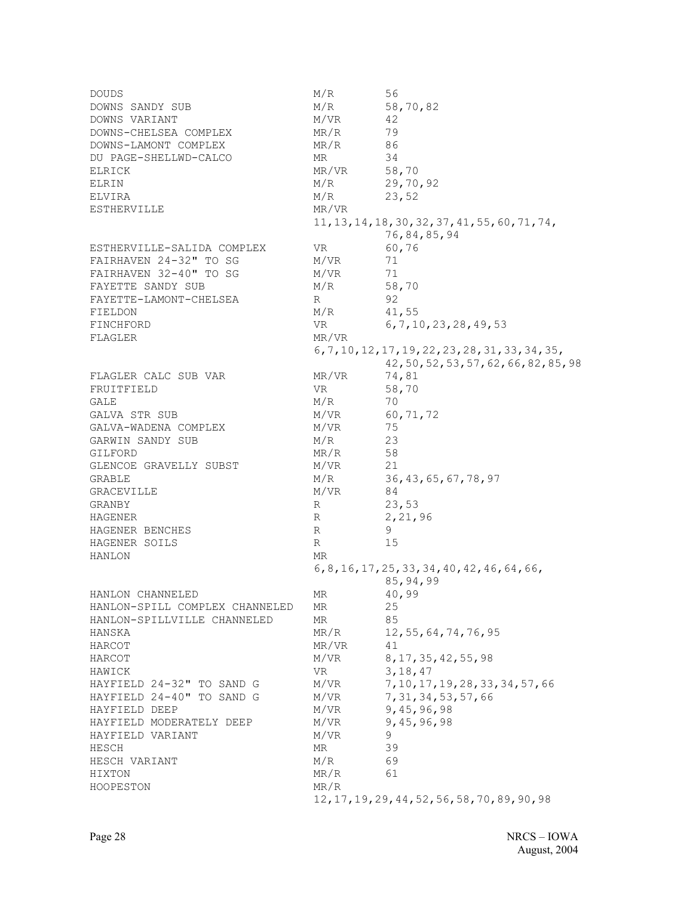| | | |
|---|---|---|
| DOUDS | M/R | 56 |
| DOWNS SANDY SUB | M/R | 58,70,82 |
| DOWNS VARIANT | M/VR | 42 |
| DOWNS-CHELSEA COMPLEX | MR/R | 79 |
| DOWNS-LAMONT COMPLEX | MR/R | 86 |
| DU PAGE-SHELLWD-CALCO | MR | 34 |
| ELRICK | MR/VR | 58,70 |
| ELRIN | M/R | 29,70,92 |
| ELVIRA | M/R | 23,52 |
| ESTHERVILLE | MR/VR | 11,13,14,18,30,32,37,41,55,60,71,74, 76,84,85,94 |
| ESTHERVILLE-SALIDA COMPLEX | VR | 60,76 |
| FAIRHAVEN 24-32" TO SG | M/VR | 71 |
| FAIRHAVEN 32-40" TO SG | M/VR | 71 |
| FAYETTE SANDY SUB | M/R | 58,70 |
| FAYETTE-LAMONT-CHELSEA | R | 92 |
| FIELDON | M/R | 41,55 |
| FINCHFORD | VR | 6,7,10,23,28,49,53 |
| FLAGLER | MR/VR | 6,7,10,12,17,19,22,23,28,31,33,34,35, 42,50,52,53,57,62,66,82,85,98 |
| FLAGLER CALC SUB VAR | MR/VR | 74,81 |
| FRUITFIELD | VR | 58,70 |
| GALE | M/R | 70 |
| GALVA STR SUB | M/VR | 60,71,72 |
| GALVA-WADENA COMPLEX | M/VR | 75 |
| GARWIN SANDY SUB | M/R | 23 |
| GILFORD | MR/R | 58 |
| GLENCOE GRAVELLY SUBST | M/VR | 21 |
| GRABLE | M/R | 36,43,65,67,78,97 |
| GRACEVILLE | M/VR | 84 |
| GRANBY | R | 23,53 |
| HAGENER | R | 2,21,96 |
| HAGENER BENCHES | R | 9 |
| HAGENER SOILS | R | 15 |
| HANLON | MR | 6,8,16,17,25,33,34,40,42,46,64,66, 85,94,99 |
| HANLON CHANNELED | MR | 40,99 |
| HANLON-SPILL COMPLEX CHANNELED | MR | 25 |
| HANLON-SPILLVILLE CHANNELED | MR | 85 |
| HANSKA | MR/R | 12,55,64,74,76,95 |
| HARCOT | MR/VR | 41 |
| HARCOT | M/VR | 8,17,35,42,55,98 |
| HAWICK | VR | 3,18,47 |
| HAYFIELD 24-32" TO SAND G | M/VR | 7,10,17,19,28,33,34,57,66 |
| HAYFIELD 24-40" TO SAND G | M/VR | 7,31,34,53,57,66 |
| HAYFIELD DEEP | M/VR | 9,45,96,98 |
| HAYFIELD MODERATELY DEEP | M/VR | 9,45,96,98 |
| HAYFIELD VARIANT | M/VR | 9 |
| HESCH | MR | 39 |
| HESCH VARIANT | M/R | 69 |
| HIXTON | MR/R | 61 |
| HOOPESTON | MR/R | 12,17,19,29,44,52,56,58,70,89,90,98 |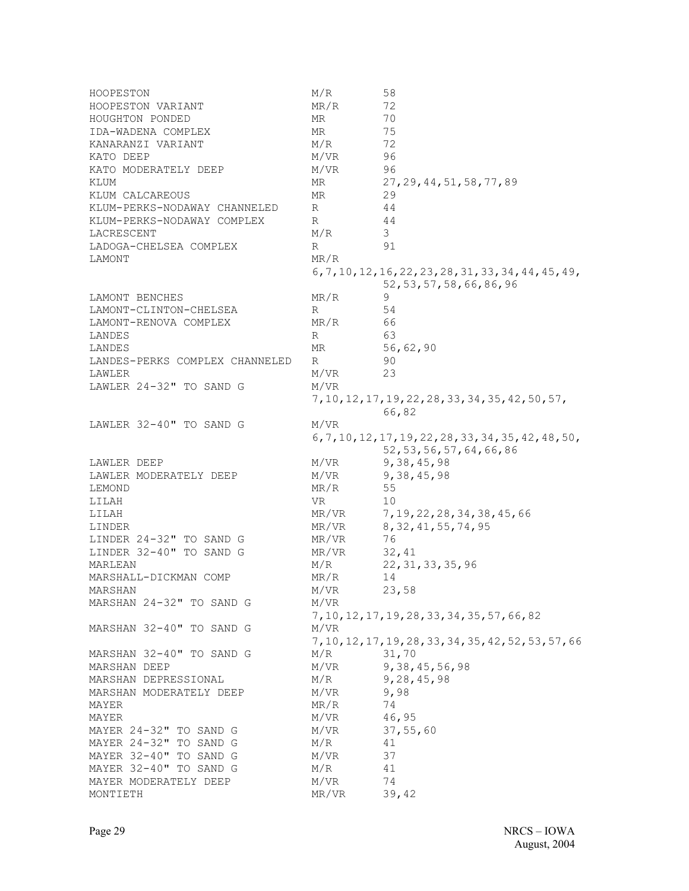| | | |
|---|---|---|
| HOOPESTON | M/R | 58 |
| HOOPESTON VARIANT | MR/R | 72 |
| HOUGHTON PONDED | MR | 70 |
| IDA-WADENA COMPLEX | MR | 75 |
| KANARANZI VARIANT | M/R | 72 |
| KATO DEEP | M/VR | 96 |
| KATO MODERATELY DEEP | M/VR | 96 |
| KLUM | MR | 27,29,44,51,58,77,89 |
| KLUM CALCAREOUS | MR | 29 |
| KLUM-PERKS-NODAWAY CHANNELED | R | 44 |
| KLUM-PERKS-NODAWAY COMPLEX | R | 44 |
| LACRESCENT | M/R | 3 |
| LADOGA-CHELSEA COMPLEX | R | 91 |
| LAMONT | MR/R | 6,7,10,12,16,22,23,28,31,33,34,44,45,49, 52,53,57,58,66,86,96 |
| LAMONT BENCHES | MR/R | 9 |
| LAMONT-CLINTON-CHELSEA | R | 54 |
| LAMONT-RENOVA COMPLEX | MR/R | 66 |
| LANDES | R | 63 |
| LANDES | MR | 56,62,90 |
| LANDES-PERKS COMPLEX CHANNELED | R | 90 |
| LAWLER | M/VR | 23 |
| LAWLER 24-32" TO SAND G | M/VR | 7,10,12,17,19,22,28,33,34,35,42,50,57, 66,82 |
| LAWLER 32-40" TO SAND G | M/VR | 6,7,10,12,17,19,22,28,33,34,35,42,48,50, 52,53,56,57,64,66,86 |
| LAWLER DEEP | M/VR | 9,38,45,98 |
| LAWLER MODERATELY DEEP | M/VR | 9,38,45,98 |
| LEMOND | MR/R | 55 |
| LILAH | VR | 10 |
| LILAH | MR/VR | 7,19,22,28,34,38,45,66 |
| LINDER | MR/VR | 8,32,41,55,74,95 |
| LINDER 24-32" TO SAND G | MR/VR | 76 |
| LINDER 32-40" TO SAND G | MR/VR | 32,41 |
| MARLEAN | M/R | 22,31,33,35,96 |
| MARSHALL-DICKMAN COMP | MR/R | 14 |
| MARSHAN | M/VR | 23,58 |
| MARSHAN 24-32" TO SAND G | M/VR | 7,10,12,17,19,28,33,34,35,57,66,82 |
| MARSHAN 32-40" TO SAND G | M/VR | 7,10,12,17,19,28,33,34,35,42,52,53,57,66 |
| MARSHAN 32-40" TO SAND G | M/R | 31,70 |
| MARSHAN DEEP | M/VR | 9,38,45,56,98 |
| MARSHAN DEPRESSIONAL | M/R | 9,28,45,98 |
| MARSHAN MODERATELY DEEP | M/VR | 9,98 |
| MAYER | MR/R | 74 |
| MAYER | M/VR | 46,95 |
| MAYER 24-32" TO SAND G | M/VR | 37,55,60 |
| MAYER 24-32" TO SAND G | M/R | 41 |
| MAYER 32-40" TO SAND G | M/VR | 37 |
| MAYER 32-40" TO SAND G | M/R | 41 |
| MAYER MODERATELY DEEP | M/VR | 74 |
| MONTIETH | MR/VR | 39,42 |

NRCS – IOWA
August, 2004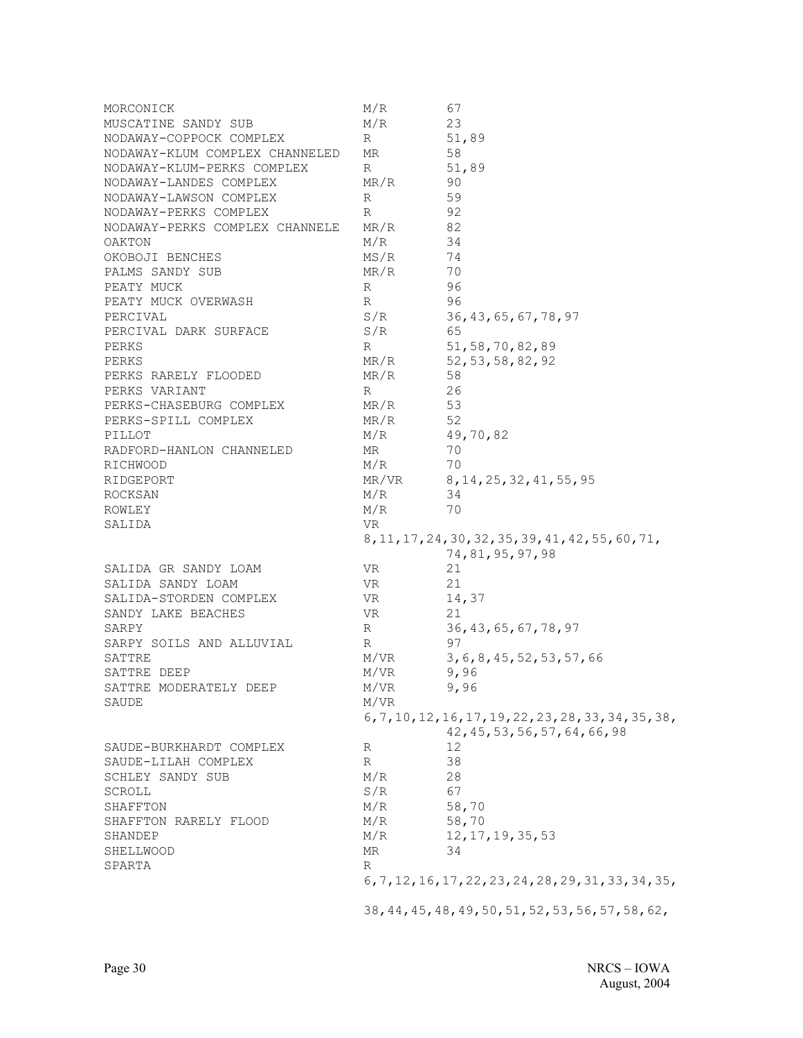| | | |
|---|---|---|
| MORCONICK | M/R | 67 |
| MUSCATINE SANDY SUB | M/R | 23 |
| NODAWAY-COPPOCK COMPLEX | R | 51,89 |
| NODAWAY-KLUM COMPLEX CHANNELED | MR | 58 |
| NODAWAY-KLUM-PERKS COMPLEX | R | 51,89 |
| NODAWAY-LANDES COMPLEX | MR/R | 90 |
| NODAWAY-LAWSON COMPLEX | R | 59 |
| NODAWAY-PERKS COMPLEX | R | 92 |
| NODAWAY-PERKS COMPLEX CHANNELE | MR/R | 82 |
| OAKTON | M/R | 34 |
| OKOBOJI BENCHES | MS/R | 74 |
| PALMS SANDY SUB | MR/R | 70 |
| PEATY MUCK | R | 96 |
| PEATY MUCK OVERWASH | R | 96 |
| PERCIVAL | S/R | 36,43,65,67,78,97 |
| PERCIVAL DARK SURFACE | S/R | 65 |
| PERKS | R | 51,58,70,82,89 |
| PERKS | MR/R | 52,53,58,82,92 |
| PERKS RARELY FLOODED | MR/R | 58 |
| PERKS VARIANT | R | 26 |
| PERKS-CHASEBURG COMPLEX | MR/R | 53 |
| PERKS-SPILL COMPLEX | MR/R | 52 |
| PILLOT | M/R | 49,70,82 |
| RADFORD-HANLON CHANNELED | MR | 70 |
| RICHWOOD | M/R | 70 |
| RIDGEPORT | MR/VR | 8,14,25,32,41,55,95 |
| ROCKSAN | M/R | 34 |
| ROWLEY | M/R | 70 |
| SALIDA | VR | 8,11,17,24,30,32,35,39,41,42,55,60,71, 74,81,95,97,98 |
| SALIDA GR SANDY LOAM | VR | 21 |
| SALIDA SANDY LOAM | VR | 21 |
| SALIDA-STORDEN COMPLEX | VR | 14,37 |
| SANDY LAKE BEACHES | VR | 21 |
| SARPY | R | 36,43,65,67,78,97 |
| SARPY SOILS AND ALLUVIAL | R | 97 |
| SATTRE | M/VR | 3,6,8,45,52,53,57,66 |
| SATTRE DEEP | M/VR | 9,96 |
| SATTRE MODERATELY DEEP | M/VR | 9,96 |
| SAUDE | M/VR | 6,7,10,12,16,17,19,22,23,28,33,34,35,38, 42,45,53,56,57,64,66,98 |
| SAUDE-BURKHARDT COMPLEX | R | 12 |
| SAUDE-LILAH COMPLEX | R | 38 |
| SCHLEY SANDY SUB | M/R | 28 |
| SCROLL | S/R | 67 |
| SHAFFTON | M/R | 58,70 |
| SHAFFTON RARELY FLOOD | M/R | 58,70 |
| SHANDEP | M/R | 12,17,19,35,53 |
| SHELLWOOD | MR | 34 |
| SPARTA | R | 6,7,12,16,17,22,23,24,28,29,31,33,34,35, 38,44,45,48,49,50,51,52,53,56,57,58,62, |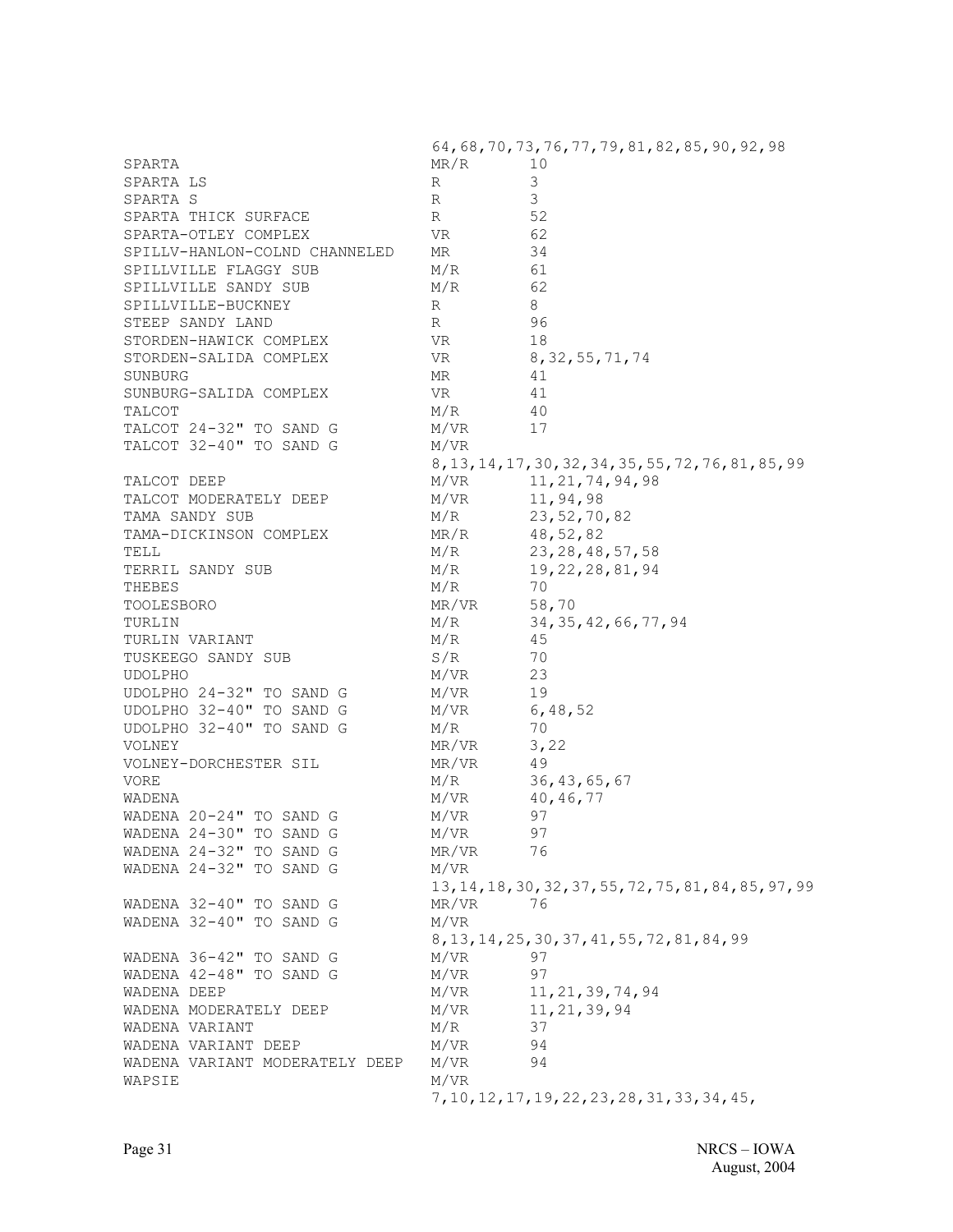| | | |
|---|---|---|
| | 64,68,70,73,76,77,79,81,82,85,90,92,98 | |
| SPARTA | MR/R | 10 |
| SPARTA LS | R | 3 |
| SPARTA S | R | 3 |
| SPARTA THICK SURFACE | R | 52 |
| SPARTA-OTLEY COMPLEX | VR | 62 |
| SPILLV-HANLON-COLND CHANNELED | MR | 34 |
| SPILLVILLE FLAGGY SUB | M/R | 61 |
| SPILLVILLE SANDY SUB | M/R | 62 |
| SPILLVILLE-BUCKNEY | R | 8 |
| STEEP SANDY LAND | R | 96 |
| STORDEN-HAWICK COMPLEX | VR | 18 |
| STORDEN-SALIDA COMPLEX | VR | 8,32,55,71,74 |
| SUNBURG | MR | 41 |
| SUNBURG-SALIDA COMPLEX | VR | 41 |
| TALCOT | M/R | 40 |
| TALCOT 24-32" TO SAND G | M/VR | 17 |
| TALCOT 32-40" TO SAND G | M/VR | |
| | 8,13,14,17,30,32,34,35,55,72,76,81,85,99 | |
| TALCOT DEEP | M/VR | 11,21,74,94,98 |
| TALCOT MODERATELY DEEP | M/VR | 11,94,98 |
| TAMA SANDY SUB | M/R | 23,52,70,82 |
| TAMA-DICKINSON COMPLEX | MR/R | 48,52,82 |
| TELL | M/R | 23,28,48,57,58 |
| TERRIL SANDY SUB | M/R | 19,22,28,81,94 |
| THEBES | M/R | 70 |
| TOOLESBORO | MR/VR | 58,70 |
| TURLIN | M/R | 34,35,42,66,77,94 |
| TURLIN VARIANT | M/R | 45 |
| TUSKEEGO SANDY SUB | S/R | 70 |
| UDOLPHO | M/VR | 23 |
| UDOLPHO 24-32" TO SAND G | M/VR | 19 |
| UDOLPHO 32-40" TO SAND G | M/VR | 6,48,52 |
| UDOLPHO 32-40" TO SAND G | M/R | 70 |
| VOLNEY | MR/VR | 3,22 |
| VOLNEY-DORCHESTER SIL | MR/VR | 49 |
| VORE | M/R | 36,43,65,67 |
| WADENA | M/VR | 40,46,77 |
| WADENA 20-24" TO SAND G | M/VR | 97 |
| WADENA 24-30" TO SAND G | M/VR | 97 |
| WADENA 24-32" TO SAND G | MR/VR | 76 |
| WADENA 24-32" TO SAND G | M/VR | |
| | 13,14,18,30,32,37,55,72,75,81,84,85,97,99 | |
| WADENA 32-40" TO SAND G | MR/VR | 76 |
| WADENA 32-40" TO SAND G | M/VR | |
| | 8,13,14,25,30,37,41,55,72,81,84,99 | |
| WADENA 36-42" TO SAND G | M/VR | 97 |
| WADENA 42-48" TO SAND G | M/VR | 97 |
| WADENA DEEP | M/VR | 11,21,39,74,94 |
| WADENA MODERATELY DEEP | M/VR | 11,21,39,94 |
| WADENA VARIANT | M/R | 37 |
| WADENA VARIANT DEEP | M/VR | 94 |
| WADENA VARIANT MODERATELY DEEP | M/VR | 94 |
| WAPSIE | M/VR | |
| | 7,10,12,17,19,22,23,28,31,33,34,45, | |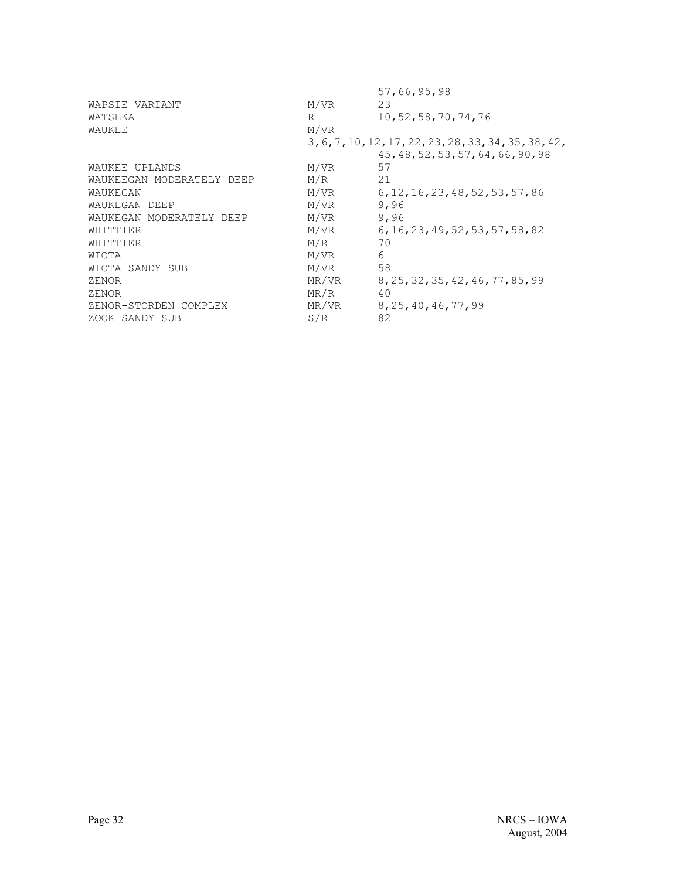| | | |
|---|---|---|
| | | 57,66,95,98 |
| WAPSIE VARIANT | M/VR | 23 |
| WATSEKA | R | 10,52,58,70,74,76 |
| WAUKEE | M/VR | 3,6,7,10,12,17,22,23,28,33,34,35,38,42, 45,48,52,53,57,64,66,90,98 |
| WAUKEE UPLANDS | M/VR | 57 |
| WAUKEEGAN MODERATELY DEEP | M/R | 21 |
| WAUKEGAN | M/VR | 6,12,16,23,48,52,53,57,86 |
| WAUKEGAN DEEP | M/VR | 9,96 |
| WAUKEGAN MODERATELY DEEP | M/VR | 9,96 |
| WHITTIER | M/VR | 6,16,23,49,52,53,57,58,82 |
| WHITTIER | M/R | 70 |
| WIOTA | M/VR | 6 |
| WIOTA SANDY SUB | M/VR | 58 |
| ZENOR | MR/VR | 8,25,32,35,42,46,77,85,99 |
| ZENOR | MR/R | 40 |
| ZENOR-STORDEN COMPLEX | MR/VR | 8,25,40,46,77,99 |
| ZOOK SANDY SUB | S/R | 82 |